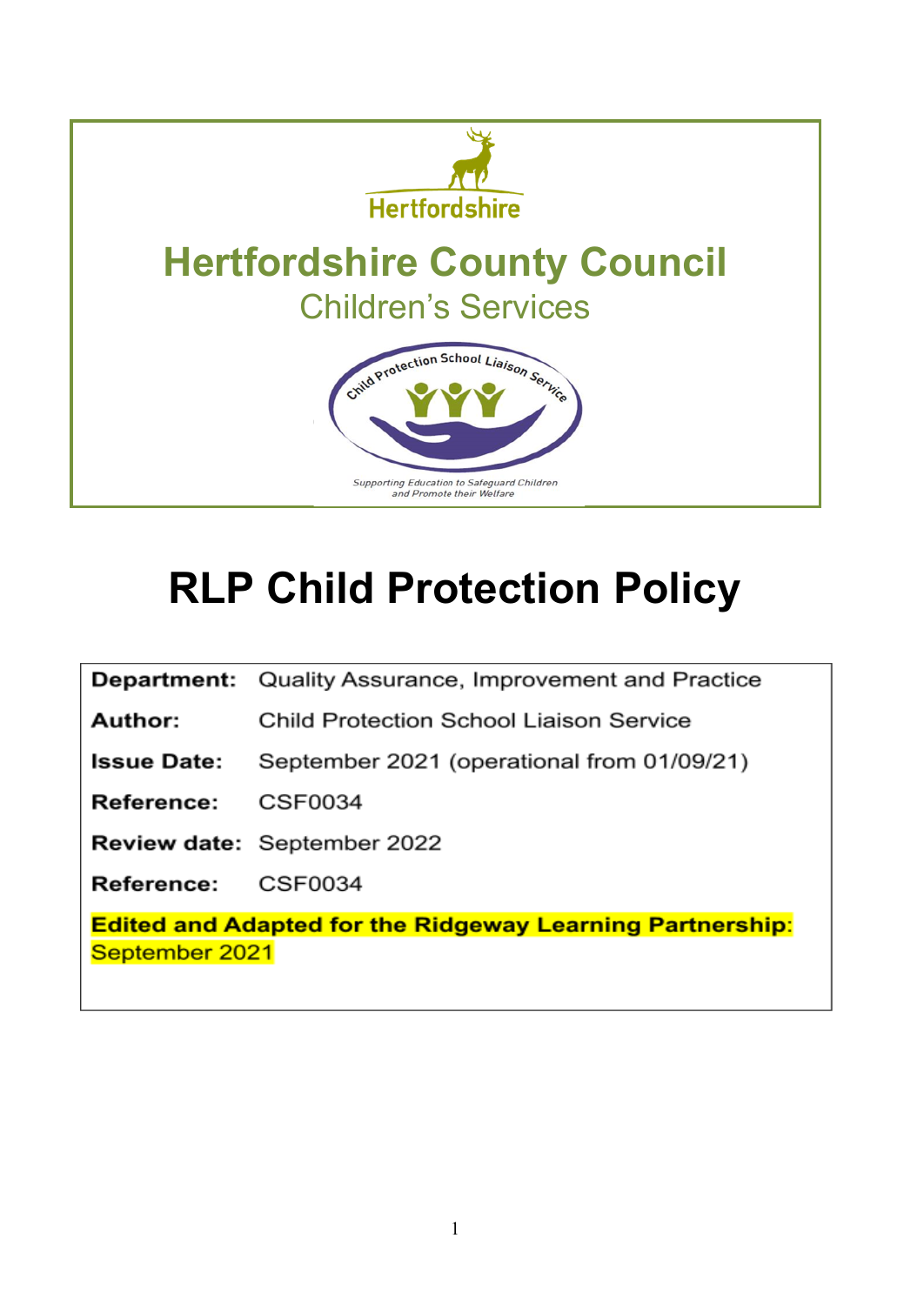Hertfordshire

# Hertfordshire County Council

Children's Services

Child Protection School Liaison Service

*Supporting Education to Safeguard Children and Promote their Welfare*

# RLP Child Protection Policy

| | |
|---|---|
| **Department:** | Quality Assurance, Improvement and Practice |
| **Author:** | Child Protection School Liaison Service |
| **Issue Date:** | September 2021 (operational from 01/09/21) |
| **Reference:** | CSF0034 |
| **Review date:** | September 2022 |
| **Reference:** | CSF0034 |

**Edited and Adapted for the Ridgeway Learning Partnership**: September 2021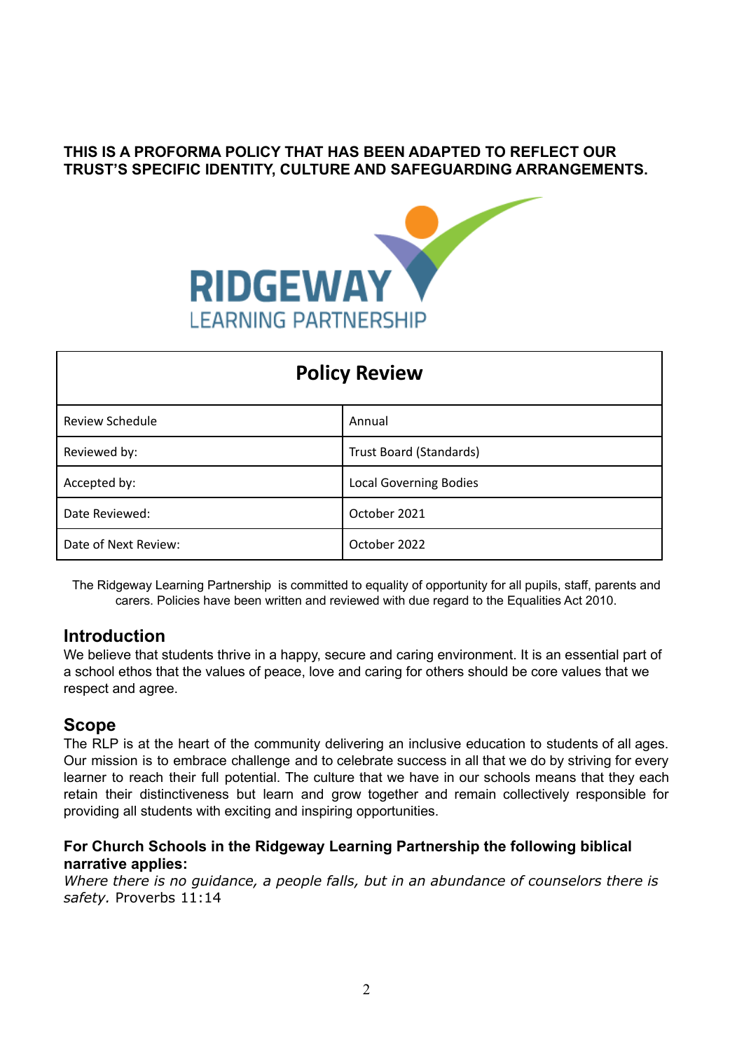**THIS IS A PROFORMA POLICY THAT HAS BEEN ADAPTED TO REFLECT OUR TRUST'S SPECIFIC IDENTITY, CULTURE AND SAFEGUARDING ARRANGEMENTS.**

RIDGEWAY LEARNING PARTNERSHIP

| Policy Review | |
|---|---|
| Review Schedule | Annual |
| Reviewed by: | Trust Board (Standards) |
| Accepted by: | Local Governing Bodies |
| Date Reviewed: | October 2021 |
| Date of Next Review: | October 2022 |

The Ridgeway Learning Partnership is committed to equality of opportunity for all pupils, staff, parents and carers. Policies have been written and reviewed with due regard to the Equalities Act 2010.

## Introduction

We believe that students thrive in a happy, secure and caring environment. It is an essential part of a school ethos that the values of peace, love and caring for others should be core values that we respect and agree.

## Scope

The RLP is at the heart of the community delivering an inclusive education to students of all ages. Our mission is to embrace challenge and to celebrate success in all that we do by striving for every learner to reach their full potential. The culture that we have in our schools means that they each retain their distinctiveness but learn and grow together and remain collectively responsible for providing all students with exciting and inspiring opportunities.

### For Church Schools in the Ridgeway Learning Partnership the following biblical narrative applies:

*Where there is no guidance, a people falls, but in an abundance of counselors there is safety.* Proverbs 11:14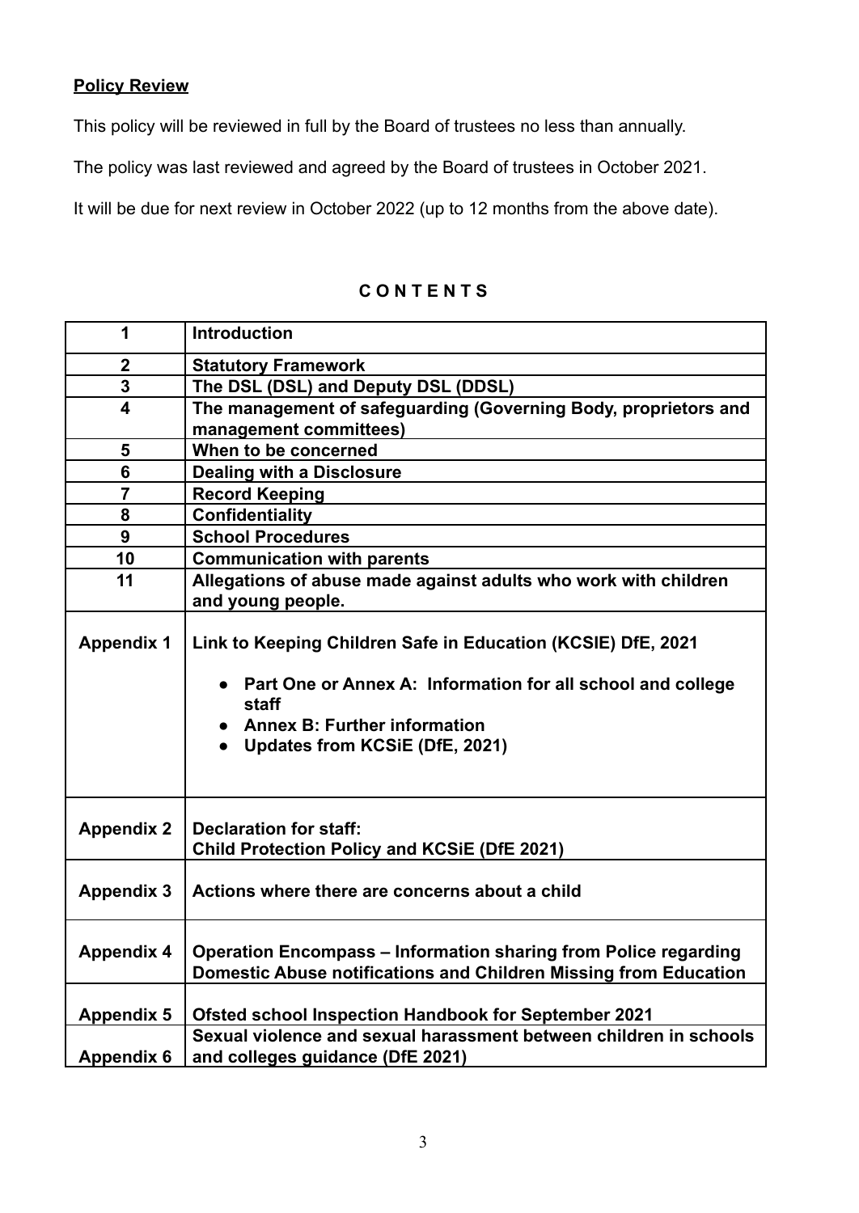**Policy Review**

This policy will be reviewed in full by the Board of trustees no less than annually.

The policy was last reviewed and agreed by the Board of trustees in October 2021.

It will be due for next review in October 2022 (up to 12 months from the above date).

## C O N T E N T S

| | |
|---|---|
| **1** | **Introduction** |
| **2** | **Statutory Framework** |
| **3** | **The DSL (DSL) and Deputy DSL (DDSL)** |
| **4** | **The management of safeguarding (Governing Body, proprietors and management committees)** |
| **5** | **When to be concerned** |
| **6** | **Dealing with a Disclosure** |
| **7** | **Record Keeping** |
| **8** | **Confidentiality** |
| **9** | **School Procedures** |
| **10** | **Communication with parents** |
| **11** | **Allegations of abuse made against adults who work with children and young people.** |
| **Appendix 1** | **Link to Keeping Children Safe in Education (KCSIE) DfE, 2021**<br>• **Part One or Annex A: Information for all school and college staff**<br>• **Annex B: Further information**<br>• **Updates from KCSiE (DfE, 2021)** |
| **Appendix 2** | **Declaration for staff:**<br>**Child Protection Policy and KCSiE (DfE 2021)** |
| **Appendix 3** | **Actions where there are concerns about a child** |
| **Appendix 4** | **Operation Encompass – Information sharing from Police regarding Domestic Abuse notifications and Children Missing from Education** |
| **Appendix 5** | **Ofsted school Inspection Handbook for September 2021** |
| **Appendix 6** | **Sexual violence and sexual harassment between children in schools and colleges guidance (DfE 2021)** |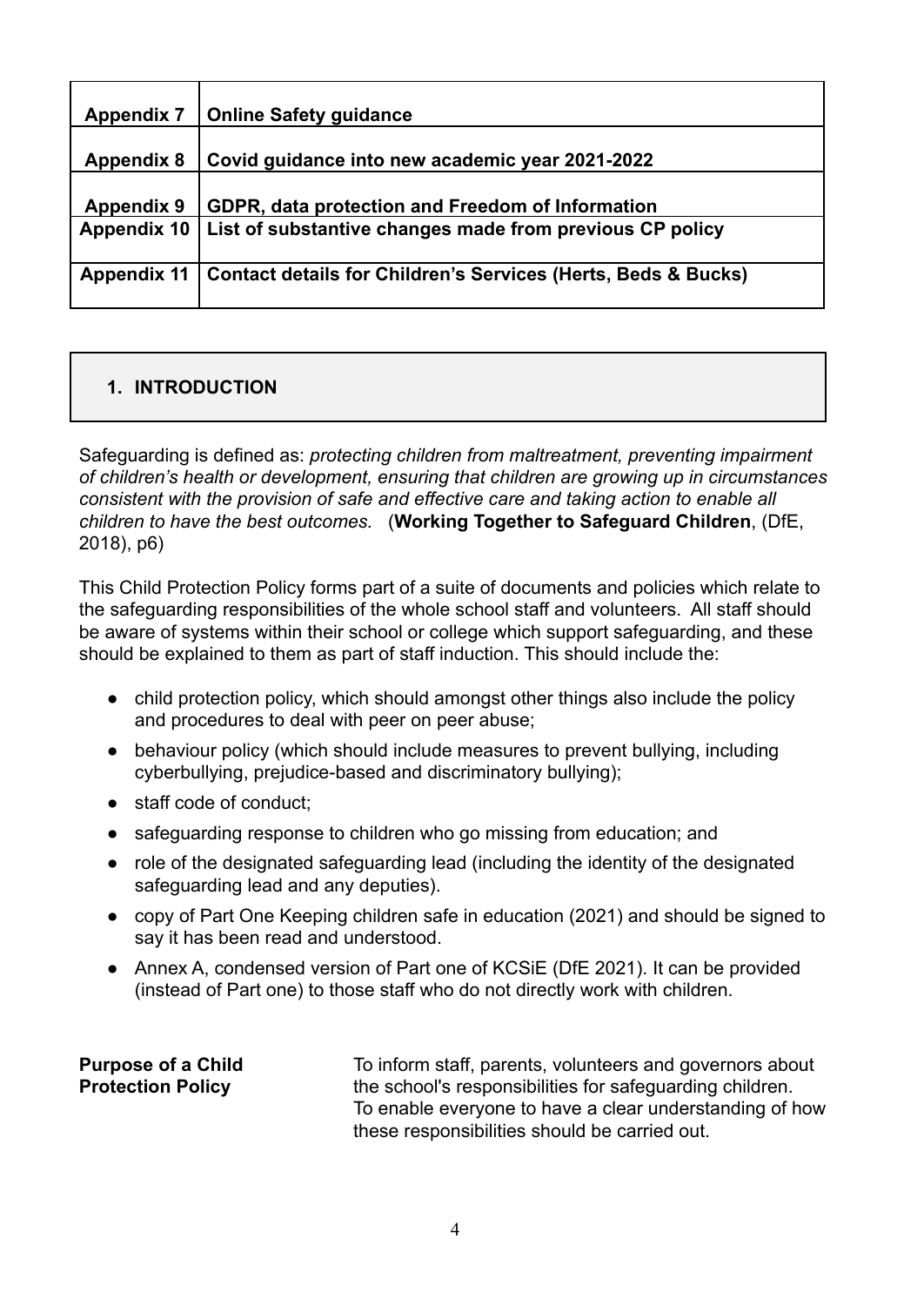| | |
|---|---|
| **Appendix 7** | **Online Safety guidance** |
| **Appendix 8** | **Covid guidance into new academic year 2021-2022** |
| **Appendix 9** | **GDPR, data protection and Freedom of Information** |
| **Appendix 10** | **List of substantive changes made from previous CP policy** |
| **Appendix 11** | **Contact details for Children's Services (Herts, Beds & Bucks)** |

## 1. INTRODUCTION

Safeguarding is defined as: *protecting children from maltreatment, preventing impairment of children's health or development, ensuring that children are growing up in circumstances consistent with the provision of safe and effective care and taking action to enable all children to have the best outcomes.* (**Working Together to Safeguard Children**, (DfE, 2018), p6)

This Child Protection Policy forms part of a suite of documents and policies which relate to the safeguarding responsibilities of the whole school staff and volunteers. All staff should be aware of systems within their school or college which support safeguarding, and these should be explained to them as part of staff induction. This should include the:

- child protection policy, which should amongst other things also include the policy and procedures to deal with peer on peer abuse;
- behaviour policy (which should include measures to prevent bullying, including cyberbullying, prejudice-based and discriminatory bullying);
- staff code of conduct;
- safeguarding response to children who go missing from education; and
- role of the designated safeguarding lead (including the identity of the designated safeguarding lead and any deputies).
- copy of Part One Keeping children safe in education (2021) and should be signed to say it has been read and understood.
- Annex A, condensed version of Part one of KCSiE (DfE 2021). It can be provided (instead of Part one) to those staff who do not directly work with children.

**Purpose of a Child Protection Policy**

To inform staff, parents, volunteers and governors about the school's responsibilities for safeguarding children. To enable everyone to have a clear understanding of how these responsibilities should be carried out.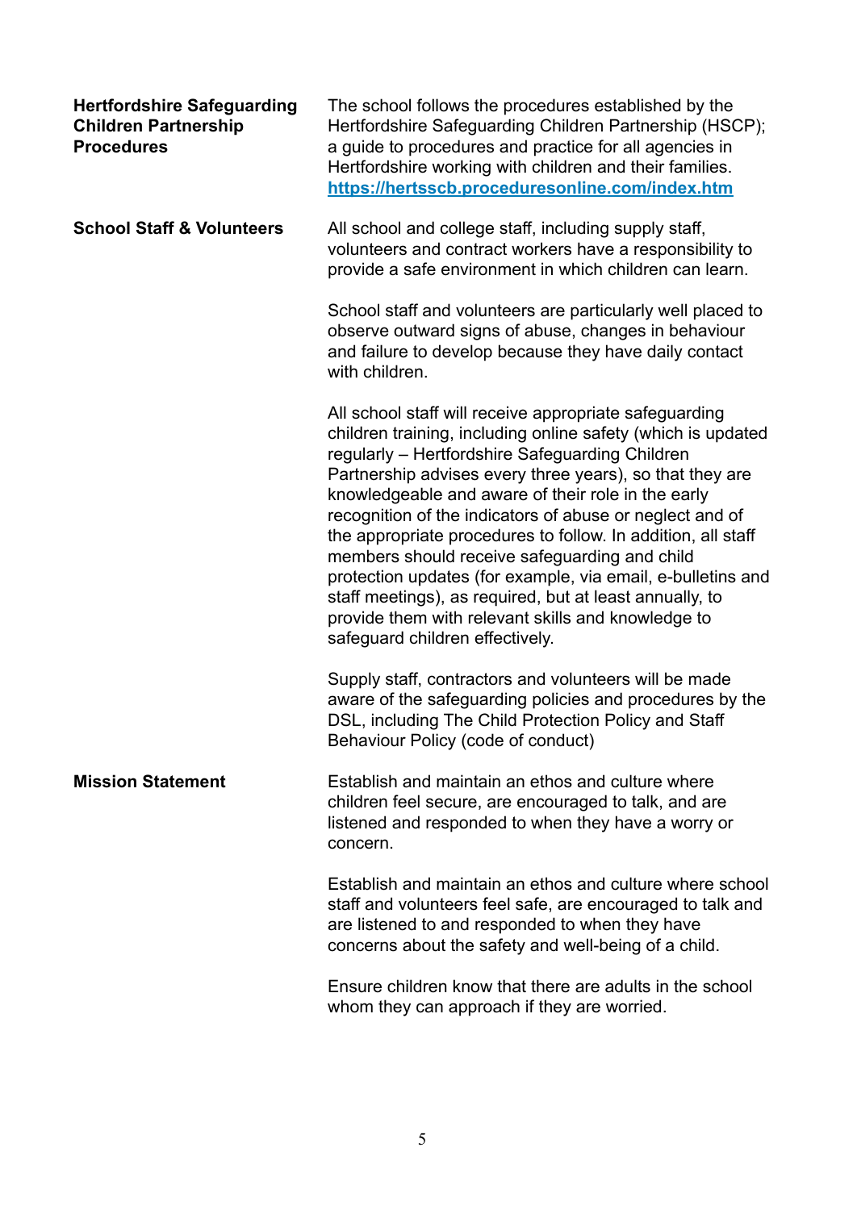**Hertfordshire Safeguarding Children Partnership Procedures**

The school follows the procedures established by the Hertfordshire Safeguarding Children Partnership (HSCP); a guide to procedures and practice for all agencies in Hertfordshire working with children and their families. [https://hertsscb.proceduresonline.com/index.htm](https://hertsscb.proceduresonline.com/index.htm)

**School Staff & Volunteers**

All school and college staff, including supply staff, volunteers and contract workers have a responsibility to provide a safe environment in which children can learn.

School staff and volunteers are particularly well placed to observe outward signs of abuse, changes in behaviour and failure to develop because they have daily contact with children.

All school staff will receive appropriate safeguarding children training, including online safety (which is updated regularly – Hertfordshire Safeguarding Children Partnership advises every three years), so that they are knowledgeable and aware of their role in the early recognition of the indicators of abuse or neglect and of the appropriate procedures to follow. In addition, all staff members should receive safeguarding and child protection updates (for example, via email, e-bulletins and staff meetings), as required, but at least annually, to provide them with relevant skills and knowledge to safeguard children effectively.

Supply staff, contractors and volunteers will be made aware of the safeguarding policies and procedures by the DSL, including The Child Protection Policy and Staff Behaviour Policy (code of conduct)

**Mission Statement**

Establish and maintain an ethos and culture where children feel secure, are encouraged to talk, and are listened and responded to when they have a worry or concern.

Establish and maintain an ethos and culture where school staff and volunteers feel safe, are encouraged to talk and are listened to and responded to when they have concerns about the safety and well-being of a child.

Ensure children know that there are adults in the school whom they can approach if they are worried.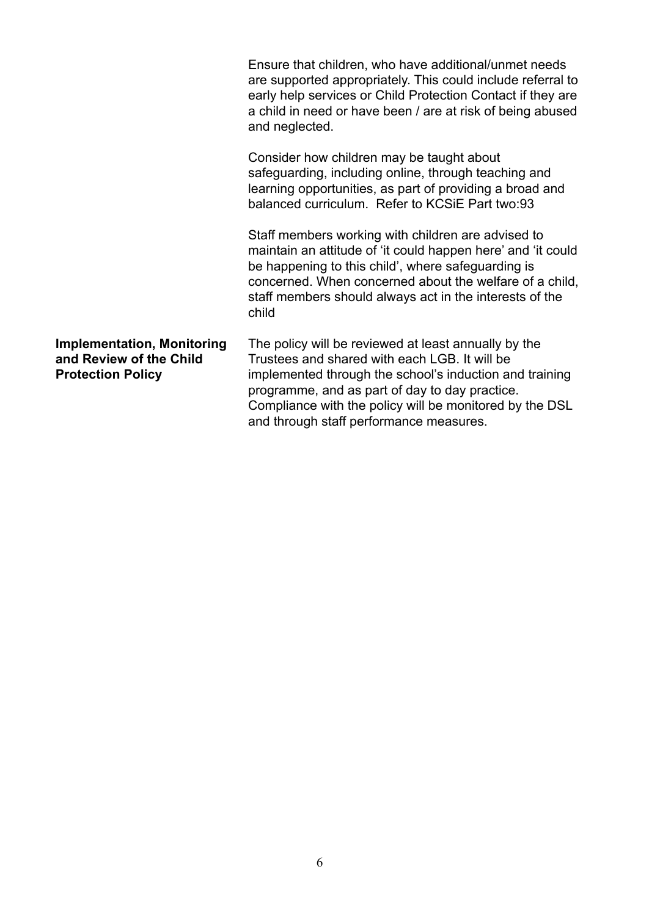| | |
|---|---|
| | Ensure that children, who have additional/unmet needs are supported appropriately. This could include referral to early help services or Child Protection Contact if they are a child in need or have been / are at risk of being abused and neglected.<br><br>Consider how children may be taught about safeguarding, including online, through teaching and learning opportunities, as part of providing a broad and balanced curriculum. Refer to KCSiE Part two:93<br><br>Staff members working with children are advised to maintain an attitude of 'it could happen here' and 'it could be happening to this child', where safeguarding is concerned. When concerned about the welfare of a child, staff members should always act in the interests of the child |
| **Implementation, Monitoring and Review of the Child Protection Policy** | The policy will be reviewed at least annually by the Trustees and shared with each LGB. It will be implemented through the school's induction and training programme, and as part of day to day practice. Compliance with the policy will be monitored by the DSL and through staff performance measures. |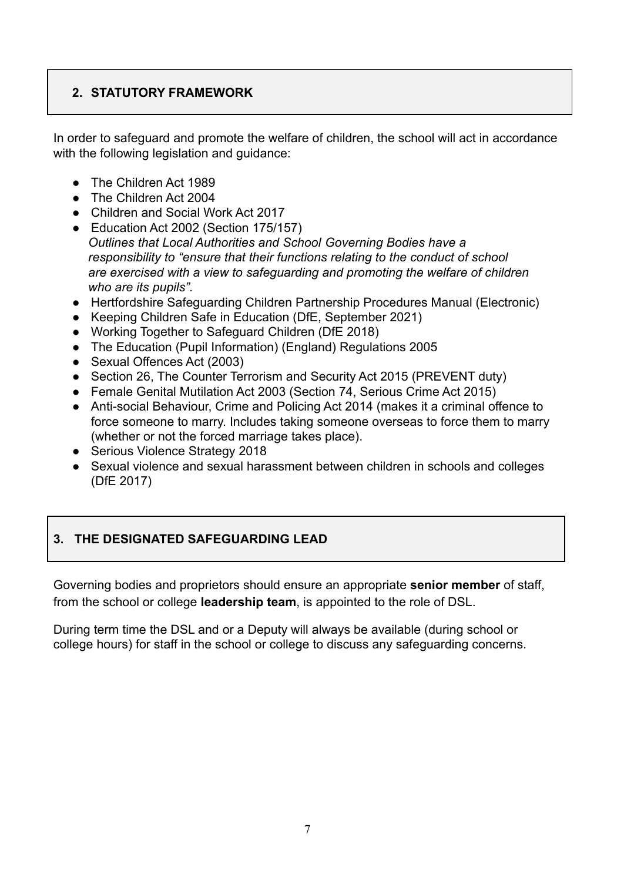## 2. STATUTORY FRAMEWORK

In order to safeguard and promote the welfare of children, the school will act in accordance with the following legislation and guidance:

- The Children Act 1989
- The Children Act 2004
- Children and Social Work Act 2017
- Education Act 2002 (Section 175/157)
  *Outlines that Local Authorities and School Governing Bodies have a responsibility to "ensure that their functions relating to the conduct of school are exercised with a view to safeguarding and promoting the welfare of children who are its pupils".*
- Hertfordshire Safeguarding Children Partnership Procedures Manual (Electronic)
- Keeping Children Safe in Education (DfE, September 2021)
- Working Together to Safeguard Children (DfE 2018)
- The Education (Pupil Information) (England) Regulations 2005
- Sexual Offences Act (2003)
- Section 26, The Counter Terrorism and Security Act 2015 (PREVENT duty)
- Female Genital Mutilation Act 2003 (Section 74, Serious Crime Act 2015)
- Anti-social Behaviour, Crime and Policing Act 2014 (makes it a criminal offence to force someone to marry. Includes taking someone overseas to force them to marry (whether or not the forced marriage takes place).
- Serious Violence Strategy 2018
- Sexual violence and sexual harassment between children in schools and colleges (DfE 2017)

## 3. THE DESIGNATED SAFEGUARDING LEAD

Governing bodies and proprietors should ensure an appropriate **senior member** of staff, from the school or college **leadership team**, is appointed to the role of DSL.

During term time the DSL and or a Deputy will always be available (during school or college hours) for staff in the school or college to discuss any safeguarding concerns.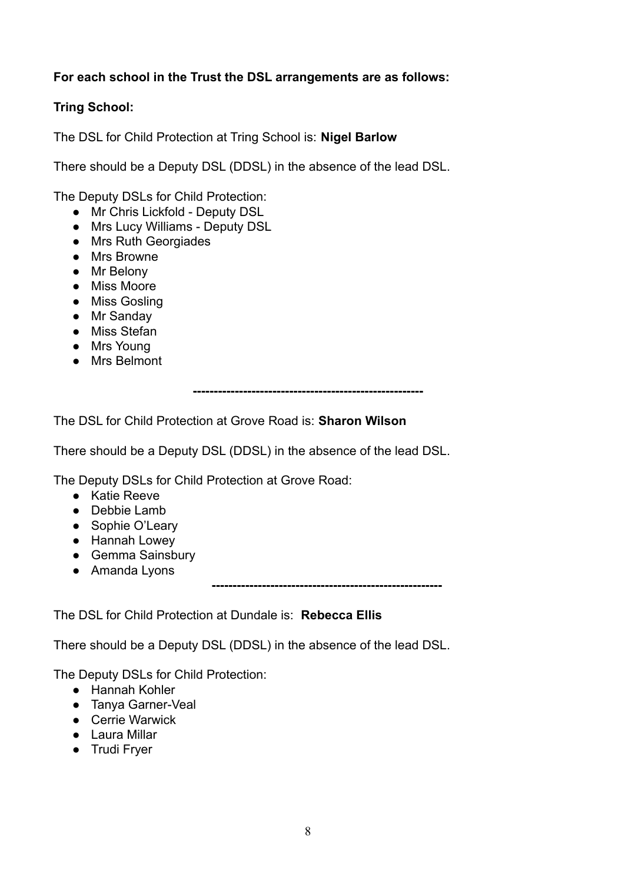**For each school in the Trust the DSL arrangements are as follows:**

**Tring School:**

The DSL for Child Protection at Tring School is: **Nigel Barlow**

There should be a Deputy DSL (DDSL) in the absence of the lead DSL.

The Deputy DSLs for Child Protection:

- Mr Chris Lickfold - Deputy DSL
- Mrs Lucy Williams - Deputy DSL
- Mrs Ruth Georgiades
- Mrs Browne
- Mr Belony
- Miss Moore
- Miss Gosling
- Mr Sanday
- Miss Stefan
- Mrs Young
- Mrs Belmont

**------------------------------------------------------**

The DSL for Child Protection at Grove Road is: **Sharon Wilson**

There should be a Deputy DSL (DDSL) in the absence of the lead DSL.

The Deputy DSLs for Child Protection at Grove Road:

- Katie Reeve
- Debbie Lamb
- Sophie O'Leary
- Hannah Lowey
- Gemma Sainsbury
- Amanda Lyons

**-------------------------------------------------------**

The DSL for Child Protection at Dundale is: **Rebecca Ellis**

There should be a Deputy DSL (DDSL) in the absence of the lead DSL.

The Deputy DSLs for Child Protection:

- Hannah Kohler
- Tanya Garner-Veal
- Cerrie Warwick
- Laura Millar
- Trudi Fryer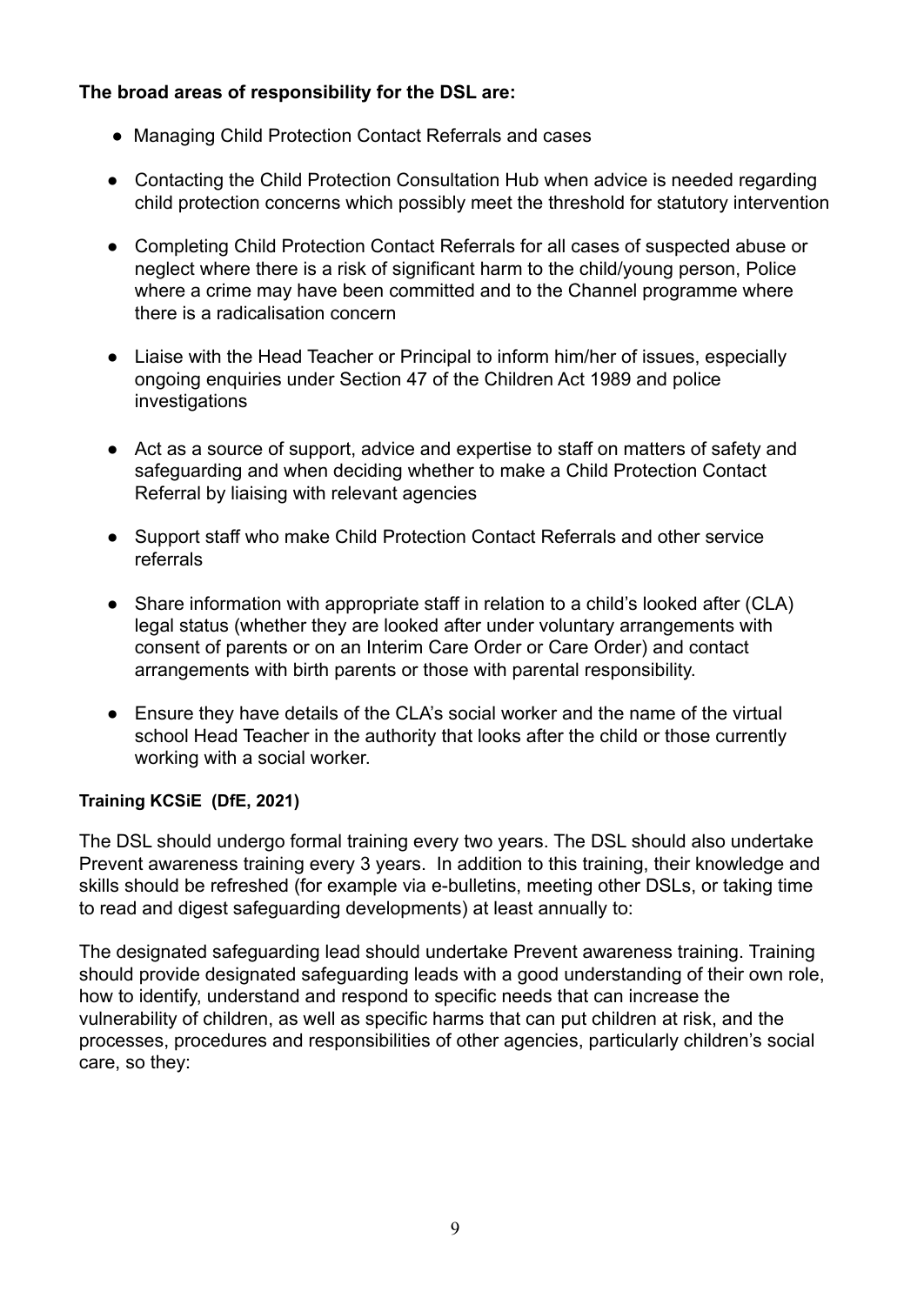**The broad areas of responsibility for the DSL are:**

- Managing Child Protection Contact Referrals and cases
- Contacting the Child Protection Consultation Hub when advice is needed regarding child protection concerns which possibly meet the threshold for statutory intervention
- Completing Child Protection Contact Referrals for all cases of suspected abuse or neglect where there is a risk of significant harm to the child/young person, Police where a crime may have been committed and to the Channel programme where there is a radicalisation concern
- Liaise with the Head Teacher or Principal to inform him/her of issues, especially ongoing enquiries under Section 47 of the Children Act 1989 and police investigations
- Act as a source of support, advice and expertise to staff on matters of safety and safeguarding and when deciding whether to make a Child Protection Contact Referral by liaising with relevant agencies
- Support staff who make Child Protection Contact Referrals and other service referrals
- Share information with appropriate staff in relation to a child's looked after (CLA) legal status (whether they are looked after under voluntary arrangements with consent of parents or on an Interim Care Order or Care Order) and contact arrangements with birth parents or those with parental responsibility.
- Ensure they have details of the CLA's social worker and the name of the virtual school Head Teacher in the authority that looks after the child or those currently working with a social worker.

**Training KCSiE (DfE, 2021)**

The DSL should undergo formal training every two years. The DSL should also undertake Prevent awareness training every 3 years. In addition to this training, their knowledge and skills should be refreshed (for example via e-bulletins, meeting other DSLs, or taking time to read and digest safeguarding developments) at least annually to:

The designated safeguarding lead should undertake Prevent awareness training. Training should provide designated safeguarding leads with a good understanding of their own role, how to identify, understand and respond to specific needs that can increase the vulnerability of children, as well as specific harms that can put children at risk, and the processes, procedures and responsibilities of other agencies, particularly children's social care, so they: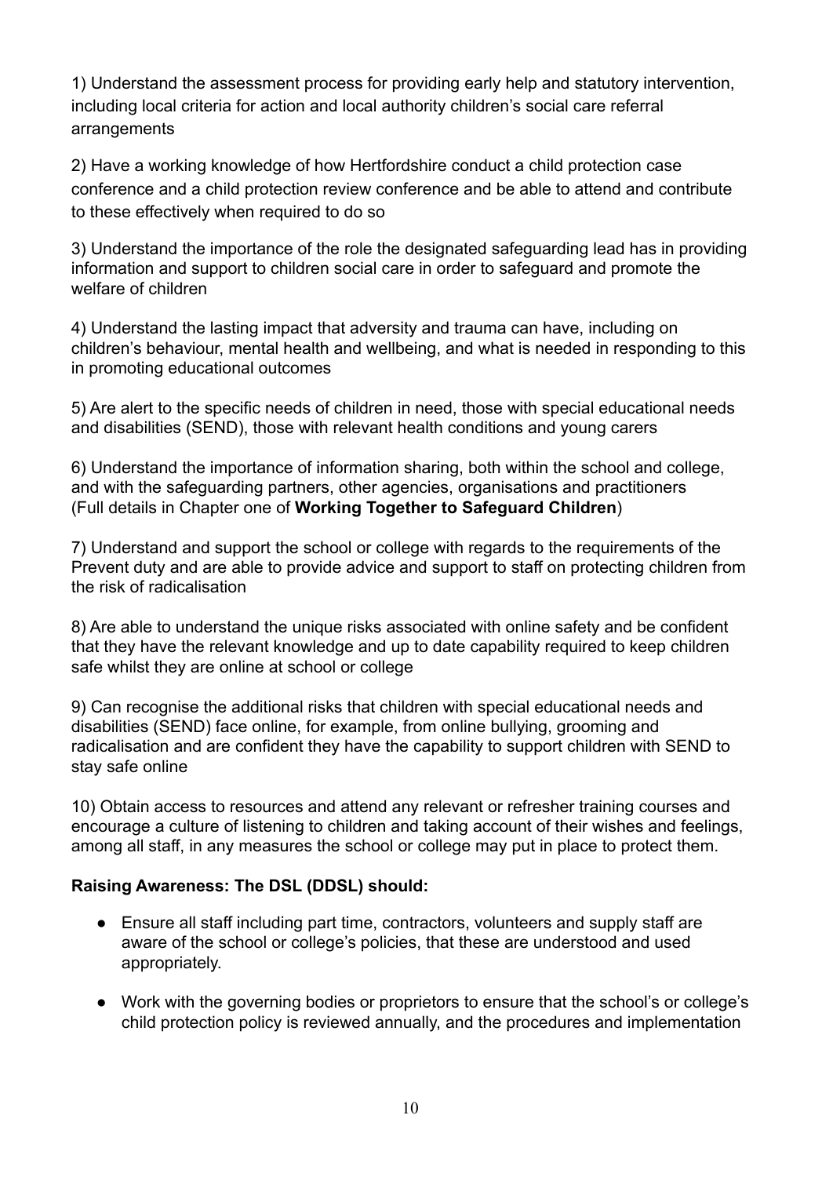1) Understand the assessment process for providing early help and statutory intervention, including local criteria for action and local authority children's social care referral arrangements

2) Have a working knowledge of how Hertfordshire conduct a child protection case conference and a child protection review conference and be able to attend and contribute to these effectively when required to do so

3) Understand the importance of the role the designated safeguarding lead has in providing information and support to children social care in order to safeguard and promote the welfare of children

4) Understand the lasting impact that adversity and trauma can have, including on children's behaviour, mental health and wellbeing, and what is needed in responding to this in promoting educational outcomes

5) Are alert to the specific needs of children in need, those with special educational needs and disabilities (SEND), those with relevant health conditions and young carers

6) Understand the importance of information sharing, both within the school and college, and with the safeguarding partners, other agencies, organisations and practitioners (Full details in Chapter one of **Working Together to Safeguard Children**)

7) Understand and support the school or college with regards to the requirements of the Prevent duty and are able to provide advice and support to staff on protecting children from the risk of radicalisation

8) Are able to understand the unique risks associated with online safety and be confident that they have the relevant knowledge and up to date capability required to keep children safe whilst they are online at school or college

9) Can recognise the additional risks that children with special educational needs and disabilities (SEND) face online, for example, from online bullying, grooming and radicalisation and are confident they have the capability to support children with SEND to stay safe online

10) Obtain access to resources and attend any relevant or refresher training courses and encourage a culture of listening to children and taking account of their wishes and feelings, among all staff, in any measures the school or college may put in place to protect them.

**Raising Awareness: The DSL (DDSL) should:**

- Ensure all staff including part time, contractors, volunteers and supply staff are aware of the school or college's policies, that these are understood and used appropriately.
- Work with the governing bodies or proprietors to ensure that the school's or college's child protection policy is reviewed annually, and the procedures and implementation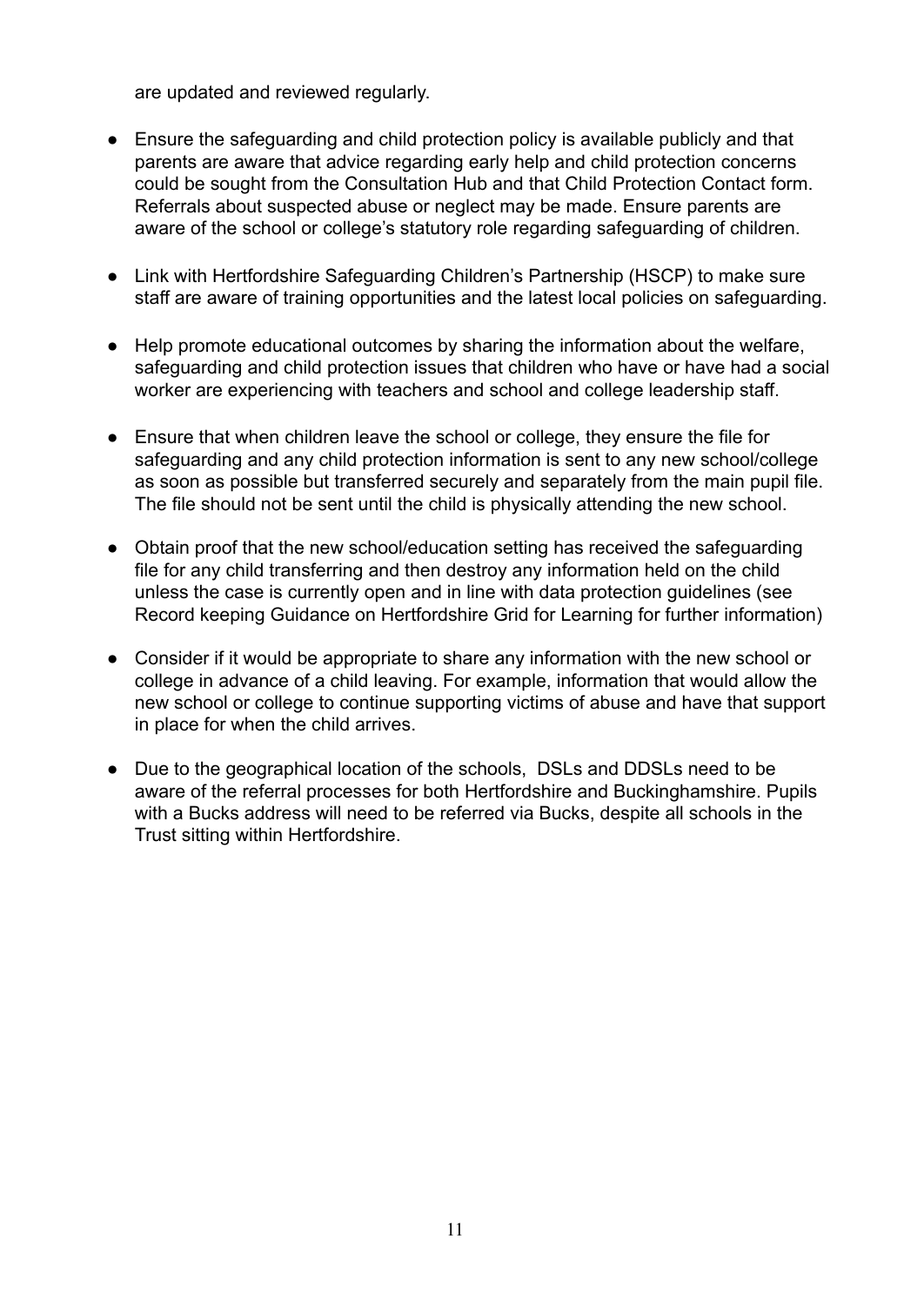are updated and reviewed regularly.

- Ensure the safeguarding and child protection policy is available publicly and that parents are aware that advice regarding early help and child protection concerns could be sought from the Consultation Hub and that Child Protection Contact form. Referrals about suspected abuse or neglect may be made. Ensure parents are aware of the school or college's statutory role regarding safeguarding of children.

- Link with Hertfordshire Safeguarding Children's Partnership (HSCP) to make sure staff are aware of training opportunities and the latest local policies on safeguarding.

- Help promote educational outcomes by sharing the information about the welfare, safeguarding and child protection issues that children who have or have had a social worker are experiencing with teachers and school and college leadership staff.

- Ensure that when children leave the school or college, they ensure the file for safeguarding and any child protection information is sent to any new school/college as soon as possible but transferred securely and separately from the main pupil file. The file should not be sent until the child is physically attending the new school.

- Obtain proof that the new school/education setting has received the safeguarding file for any child transferring and then destroy any information held on the child unless the case is currently open and in line with data protection guidelines (see Record keeping Guidance on Hertfordshire Grid for Learning for further information)

- Consider if it would be appropriate to share any information with the new school or college in advance of a child leaving. For example, information that would allow the new school or college to continue supporting victims of abuse and have that support in place for when the child arrives.

- Due to the geographical location of the schools, DSLs and DDSLs need to be aware of the referral processes for both Hertfordshire and Buckinghamshire. Pupils with a Bucks address will need to be referred via Bucks, despite all schools in the Trust sitting within Hertfordshire.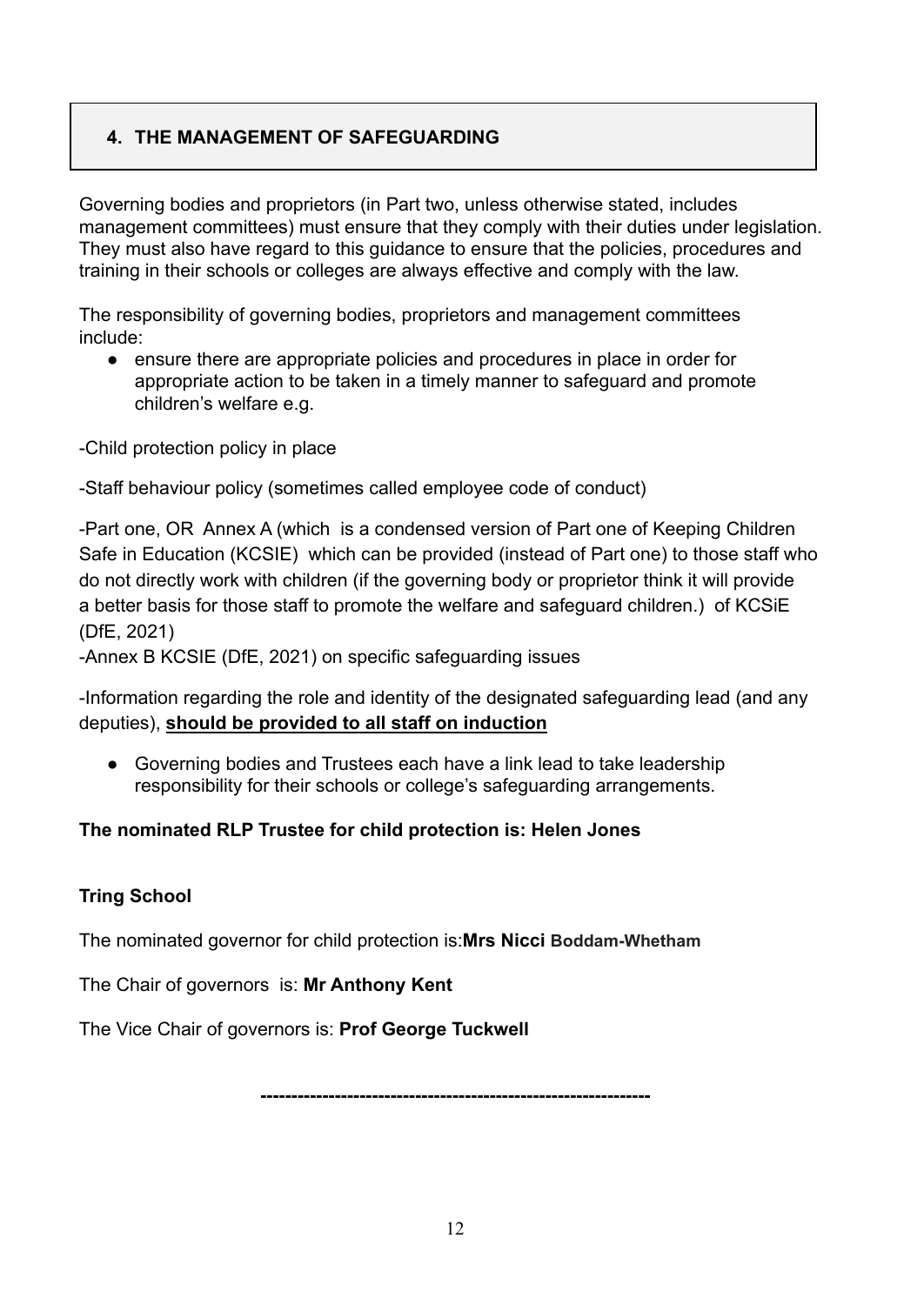## 4. THE MANAGEMENT OF SAFEGUARDING

Governing bodies and proprietors (in Part two, unless otherwise stated, includes management committees) must ensure that they comply with their duties under legislation. They must also have regard to this guidance to ensure that the policies, procedures and training in their schools or colleges are always effective and comply with the law.

The responsibility of governing bodies, proprietors and management committees include:

- ensure there are appropriate policies and procedures in place in order for appropriate action to be taken in a timely manner to safeguard and promote children's welfare e.g.

-Child protection policy in place

-Staff behaviour policy (sometimes called employee code of conduct)

-Part one, OR Annex A (which is a condensed version of Part one of Keeping Children Safe in Education (KCSIE) which can be provided (instead of Part one) to those staff who do not directly work with children (if the governing body or proprietor think it will provide a better basis for those staff to promote the welfare and safeguard children.) of KCSiE (DfE, 2021)

-Annex B KCSIE (DfE, 2021) on specific safeguarding issues

-Information regarding the role and identity of the designated safeguarding lead (and any deputies), <u>**should be provided to all staff on induction**</u>

- Governing bodies and Trustees each have a link lead to take leadership responsibility for their schools or college's safeguarding arrangements.

**The nominated RLP Trustee for child protection is: Helen Jones**

**Tring School**

The nominated governor for child protection is:**Mrs Nicci Boddam-Whetham**

The Chair of governors is: **Mr Anthony Kent**

The Vice Chair of governors is: **Prof George Tuckwell**

---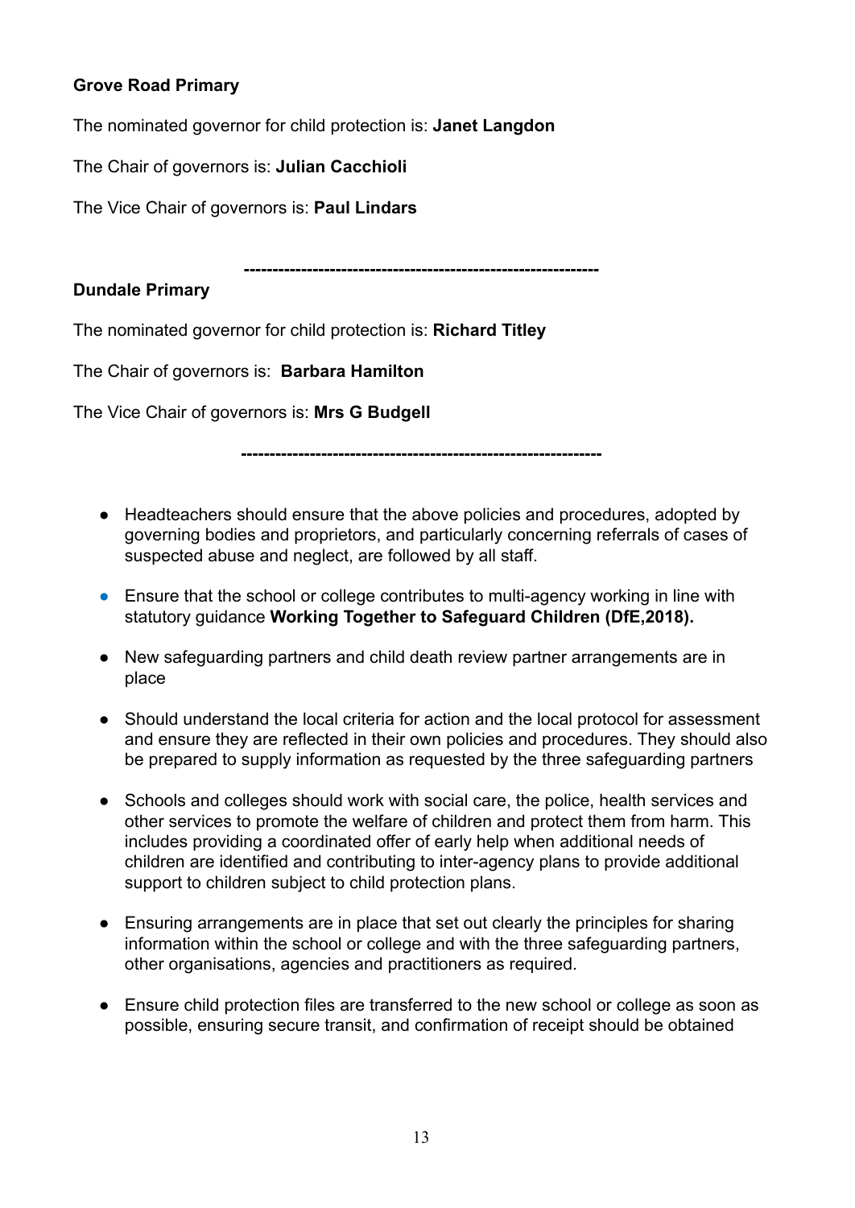**Grove Road Primary**

The nominated governor for child protection is: **Janet Langdon**

The Chair of governors is: **Julian Cacchioli**

The Vice Chair of governors is: **Paul Lindars**

---

**Dundale Primary**

The nominated governor for child protection is: **Richard Titley**

The Chair of governors is: **Barbara Hamilton**

The Vice Chair of governors is: **Mrs G Budgell**

---

- Headteachers should ensure that the above policies and procedures, adopted by governing bodies and proprietors, and particularly concerning referrals of cases of suspected abuse and neglect, are followed by all staff.
- Ensure that the school or college contributes to multi-agency working in line with statutory guidance **Working Together to Safeguard Children (DfE,2018).**
- New safeguarding partners and child death review partner arrangements are in place
- Should understand the local criteria for action and the local protocol for assessment and ensure they are reflected in their own policies and procedures. They should also be prepared to supply information as requested by the three safeguarding partners
- Schools and colleges should work with social care, the police, health services and other services to promote the welfare of children and protect them from harm. This includes providing a coordinated offer of early help when additional needs of children are identified and contributing to inter-agency plans to provide additional support to children subject to child protection plans.
- Ensuring arrangements are in place that set out clearly the principles for sharing information within the school or college and with the three safeguarding partners, other organisations, agencies and practitioners as required.
- Ensure child protection files are transferred to the new school or college as soon as possible, ensuring secure transit, and confirmation of receipt should be obtained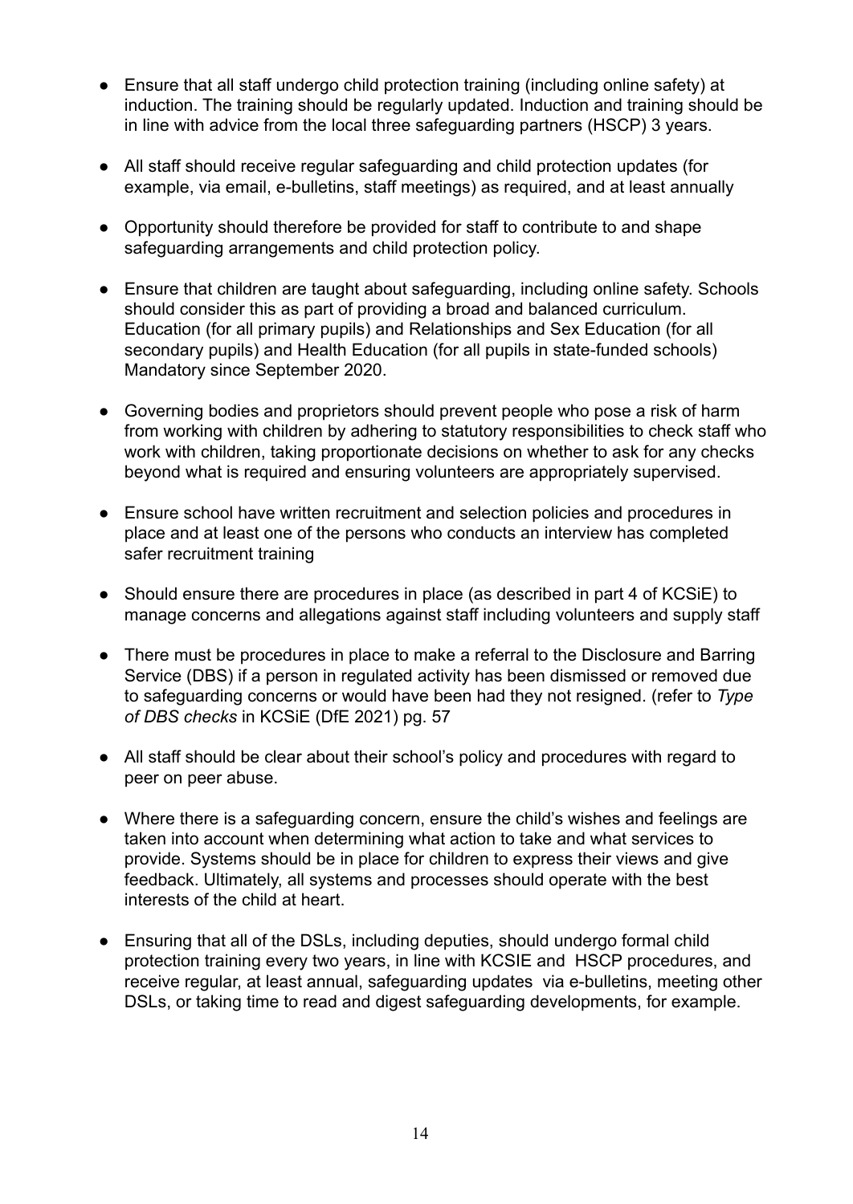- Ensure that all staff undergo child protection training (including online safety) at induction. The training should be regularly updated. Induction and training should be in line with advice from the local three safeguarding partners (HSCP) 3 years.

- All staff should receive regular safeguarding and child protection updates (for example, via email, e-bulletins, staff meetings) as required, and at least annually

- Opportunity should therefore be provided for staff to contribute to and shape safeguarding arrangements and child protection policy.

- Ensure that children are taught about safeguarding, including online safety. Schools should consider this as part of providing a broad and balanced curriculum. Education (for all primary pupils) and Relationships and Sex Education (for all secondary pupils) and Health Education (for all pupils in state-funded schools) Mandatory since September 2020.

- Governing bodies and proprietors should prevent people who pose a risk of harm from working with children by adhering to statutory responsibilities to check staff who work with children, taking proportionate decisions on whether to ask for any checks beyond what is required and ensuring volunteers are appropriately supervised.

- Ensure school have written recruitment and selection policies and procedures in place and at least one of the persons who conducts an interview has completed safer recruitment training

- Should ensure there are procedures in place (as described in part 4 of KCSiE) to manage concerns and allegations against staff including volunteers and supply staff

- There must be procedures in place to make a referral to the Disclosure and Barring Service (DBS) if a person in regulated activity has been dismissed or removed due to safeguarding concerns or would have been had they not resigned. (refer to *Type of DBS checks* in KCSiE (DfE 2021) pg. 57

- All staff should be clear about their school's policy and procedures with regard to peer on peer abuse.

- Where there is a safeguarding concern, ensure the child's wishes and feelings are taken into account when determining what action to take and what services to provide. Systems should be in place for children to express their views and give feedback. Ultimately, all systems and processes should operate with the best interests of the child at heart.

- Ensuring that all of the DSLs, including deputies, should undergo formal child protection training every two years, in line with KCSIE and HSCP procedures, and receive regular, at least annual, safeguarding updates via e-bulletins, meeting other DSLs, or taking time to read and digest safeguarding developments, for example.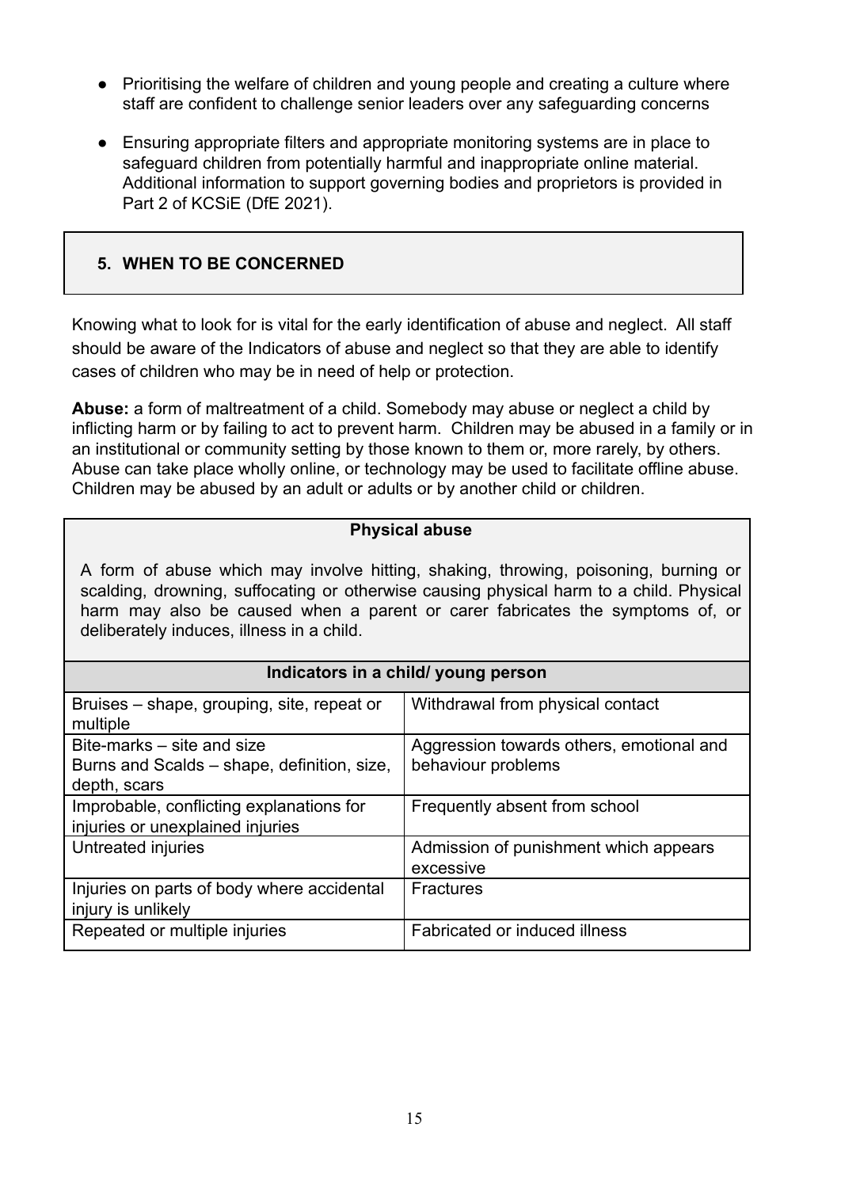- Prioritising the welfare of children and young people and creating a culture where staff are confident to challenge senior leaders over any safeguarding concerns
- Ensuring appropriate filters and appropriate monitoring systems are in place to safeguard children from potentially harmful and inappropriate online material. Additional information to support governing bodies and proprietors is provided in Part 2 of KCSiE (DfE 2021).

## 5. WHEN TO BE CONCERNED

Knowing what to look for is vital for the early identification of abuse and neglect. All staff should be aware of the Indicators of abuse and neglect so that they are able to identify cases of children who may be in need of help or protection.

**Abuse:** a form of maltreatment of a child. Somebody may abuse or neglect a child by inflicting harm or by failing to act to prevent harm. Children may be abused in a family or in an institutional or community setting by those known to them or, more rarely, by others. Abuse can take place wholly online, or technology may be used to facilitate offline abuse. Children may be abused by an adult or adults or by another child or children.

### Physical abuse

A form of abuse which may involve hitting, shaking, throwing, poisoning, burning or scalding, drowning, suffocating or otherwise causing physical harm to a child. Physical harm may also be caused when a parent or carer fabricates the symptoms of, or deliberately induces, illness in a child.

| Indicators in a child/ young person | |
|---|---|
| Bruises – shape, grouping, site, repeat or multiple | Withdrawal from physical contact |
| Bite-marks – site and size<br>Burns and Scalds – shape, definition, size, depth, scars | Aggression towards others, emotional and behaviour problems |
| Improbable, conflicting explanations for injuries or unexplained injuries | Frequently absent from school |
| Untreated injuries | Admission of punishment which appears excessive |
| Injuries on parts of body where accidental injury is unlikely | Fractures |
| Repeated or multiple injuries | Fabricated or induced illness |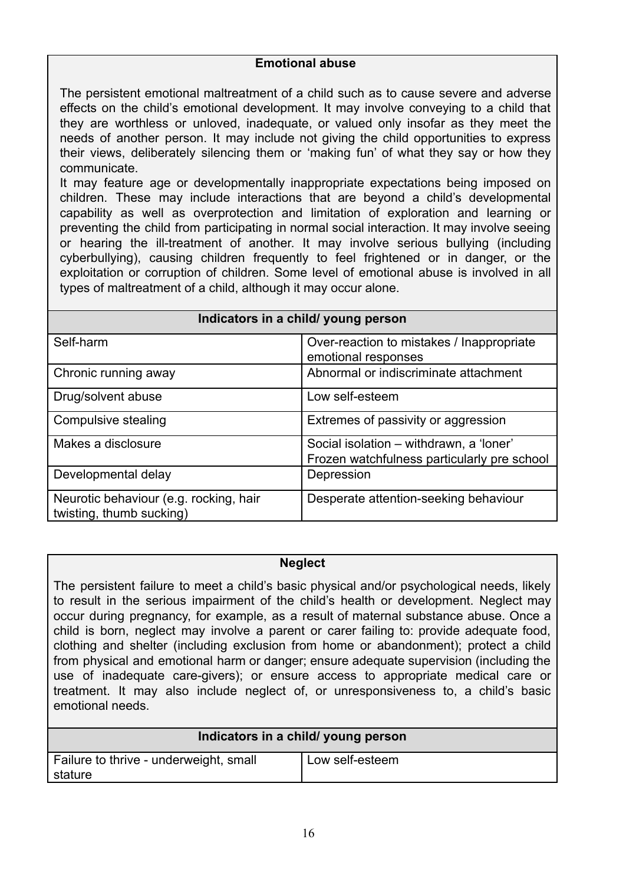### Emotional abuse

The persistent emotional maltreatment of a child such as to cause severe and adverse effects on the child's emotional development. It may involve conveying to a child that they are worthless or unloved, inadequate, or valued only insofar as they meet the needs of another person. It may include not giving the child opportunities to express their views, deliberately silencing them or 'making fun' of what they say or how they communicate.

It may feature age or developmentally inappropriate expectations being imposed on children. These may include interactions that are beyond a child's developmental capability as well as overprotection and limitation of exploration and learning or preventing the child from participating in normal social interaction. It may involve seeing or hearing the ill-treatment of another. It may involve serious bullying (including cyberbullying), causing children frequently to feel frightened or in danger, or the exploitation or corruption of children. Some level of emotional abuse is involved in all types of maltreatment of a child, although it may occur alone.

| Indicators in a child/ young person | |
|---|---|
| Self-harm | Over-reaction to mistakes / Inappropriate emotional responses |
| Chronic running away | Abnormal or indiscriminate attachment |
| Drug/solvent abuse | Low self-esteem |
| Compulsive stealing | Extremes of passivity or aggression |
| Makes a disclosure | Social isolation – withdrawn, a 'loner'<br>Frozen watchfulness particularly pre school |
| Developmental delay | Depression |
| Neurotic behaviour (e.g. rocking, hair twisting, thumb sucking) | Desperate attention-seeking behaviour |

### Neglect

The persistent failure to meet a child's basic physical and/or psychological needs, likely to result in the serious impairment of the child's health or development. Neglect may occur during pregnancy, for example, as a result of maternal substance abuse. Once a child is born, neglect may involve a parent or carer failing to: provide adequate food, clothing and shelter (including exclusion from home or abandonment); protect a child from physical and emotional harm or danger; ensure adequate supervision (including the use of inadequate care-givers); or ensure access to appropriate medical care or treatment. It may also include neglect of, or unresponsiveness to, a child's basic emotional needs.

| Indicators in a child/ young person | |
|---|---|
| Failure to thrive - underweight, small stature | Low self-esteem |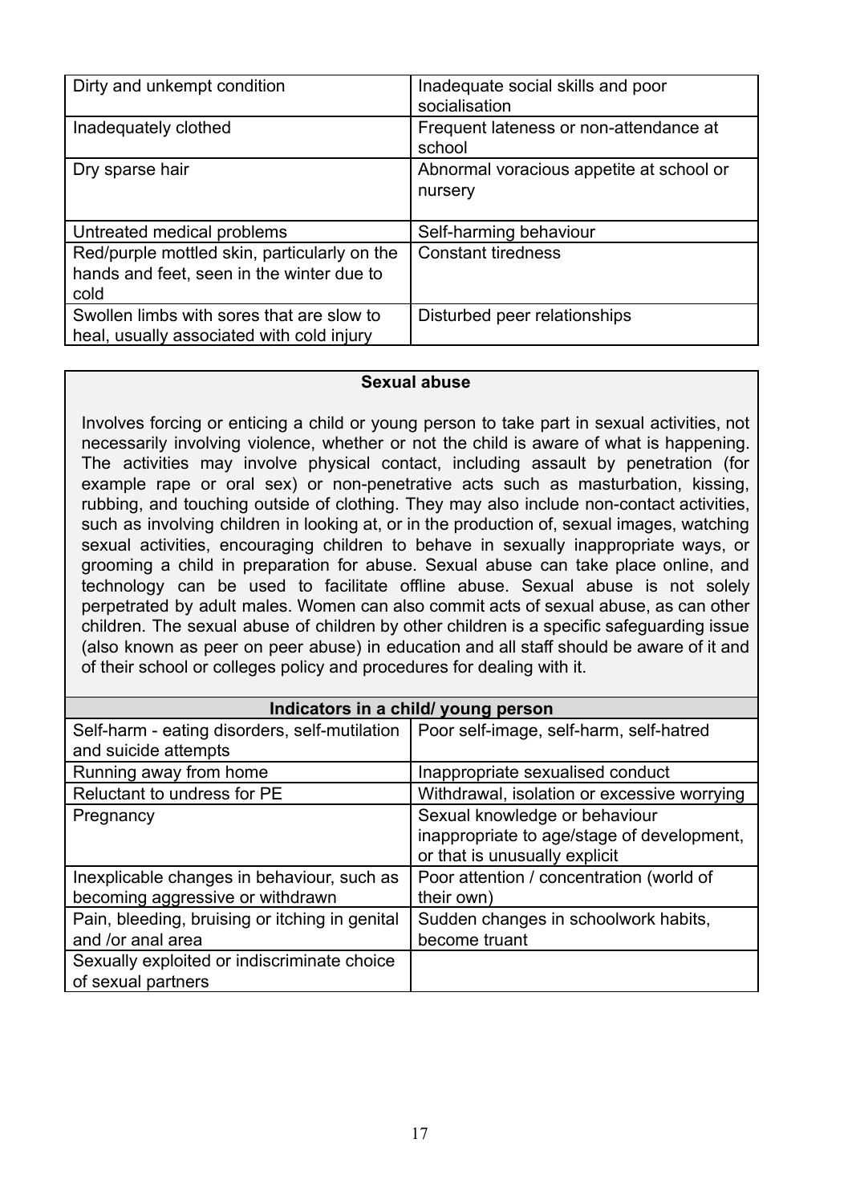| Dirty and unkempt condition | Inadequate social skills and poor socialisation |
|---|---|
| Inadequately clothed | Frequent lateness or non-attendance at school |
| Dry sparse hair | Abnormal voracious appetite at school or nursery |
| Untreated medical problems | Self-harming behaviour |
| Red/purple mottled skin, particularly on the hands and feet, seen in the winter due to cold | Constant tiredness |
| Swollen limbs with sores that are slow to heal, usually associated with cold injury | Disturbed peer relationships |

**Sexual abuse**

Involves forcing or enticing a child or young person to take part in sexual activities, not necessarily involving violence, whether or not the child is aware of what is happening. The activities may involve physical contact, including assault by penetration (for example rape or oral sex) or non-penetrative acts such as masturbation, kissing, rubbing, and touching outside of clothing. They may also include non-contact activities, such as involving children in looking at, or in the production of, sexual images, watching sexual activities, encouraging children to behave in sexually inappropriate ways, or grooming a child in preparation for abuse. Sexual abuse can take place online, and technology can be used to facilitate offline abuse. Sexual abuse is not solely perpetrated by adult males. Women can also commit acts of sexual abuse, as can other children. The sexual abuse of children by other children is a specific safeguarding issue (also known as peer on peer abuse) in education and all staff should be aware of it and of their school or colleges policy and procedures for dealing with it.

| Indicators in a child/ young person | |
|---|---|
| Self-harm - eating disorders, self-mutilation and suicide attempts | Poor self-image, self-harm, self-hatred |
| Running away from home | Inappropriate sexualised conduct |
| Reluctant to undress for PE | Withdrawal, isolation or excessive worrying |
| Pregnancy | Sexual knowledge or behaviour inappropriate to age/stage of development, or that is unusually explicit |
| Inexplicable changes in behaviour, such as becoming aggressive or withdrawn | Poor attention / concentration (world of their own) |
| Pain, bleeding, bruising or itching in genital and /or anal area | Sudden changes in schoolwork habits, become truant |
| Sexually exploited or indiscriminate choice of sexual partners | |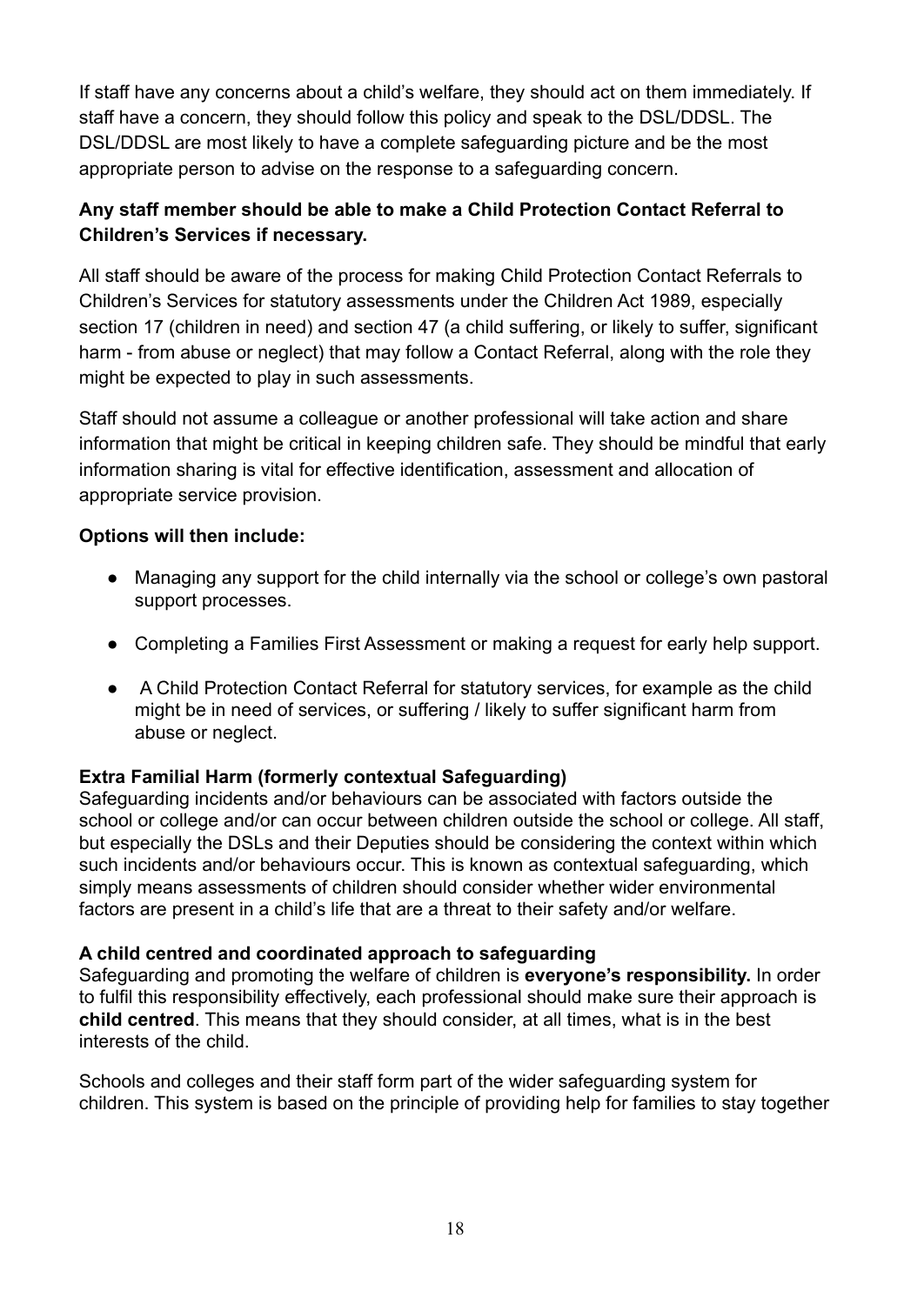If staff have any concerns about a child's welfare, they should act on them immediately. If staff have a concern, they should follow this policy and speak to the DSL/DDSL. The DSL/DDSL are most likely to have a complete safeguarding picture and be the most appropriate person to advise on the response to a safeguarding concern.

**Any staff member should be able to make a Child Protection Contact Referral to Children's Services if necessary.**

All staff should be aware of the process for making Child Protection Contact Referrals to Children's Services for statutory assessments under the Children Act 1989, especially section 17 (children in need) and section 47 (a child suffering, or likely to suffer, significant harm - from abuse or neglect) that may follow a Contact Referral, along with the role they might be expected to play in such assessments.

Staff should not assume a colleague or another professional will take action and share information that might be critical in keeping children safe. They should be mindful that early information sharing is vital for effective identification, assessment and allocation of appropriate service provision.

**Options will then include:**

- Managing any support for the child internally via the school or college's own pastoral support processes.
- Completing a Families First Assessment or making a request for early help support.
- A Child Protection Contact Referral for statutory services, for example as the child might be in need of services, or suffering / likely to suffer significant harm from abuse or neglect.

**Extra Familial Harm (formerly contextual Safeguarding)**

Safeguarding incidents and/or behaviours can be associated with factors outside the school or college and/or can occur between children outside the school or college. All staff, but especially the DSLs and their Deputies should be considering the context within which such incidents and/or behaviours occur. This is known as contextual safeguarding, which simply means assessments of children should consider whether wider environmental factors are present in a child's life that are a threat to their safety and/or welfare.

**A child centred and coordinated approach to safeguarding**

Safeguarding and promoting the welfare of children is **everyone's responsibility.** In order to fulfil this responsibility effectively, each professional should make sure their approach is **child centred**. This means that they should consider, at all times, what is in the best interests of the child.

Schools and colleges and their staff form part of the wider safeguarding system for children. This system is based on the principle of providing help for families to stay together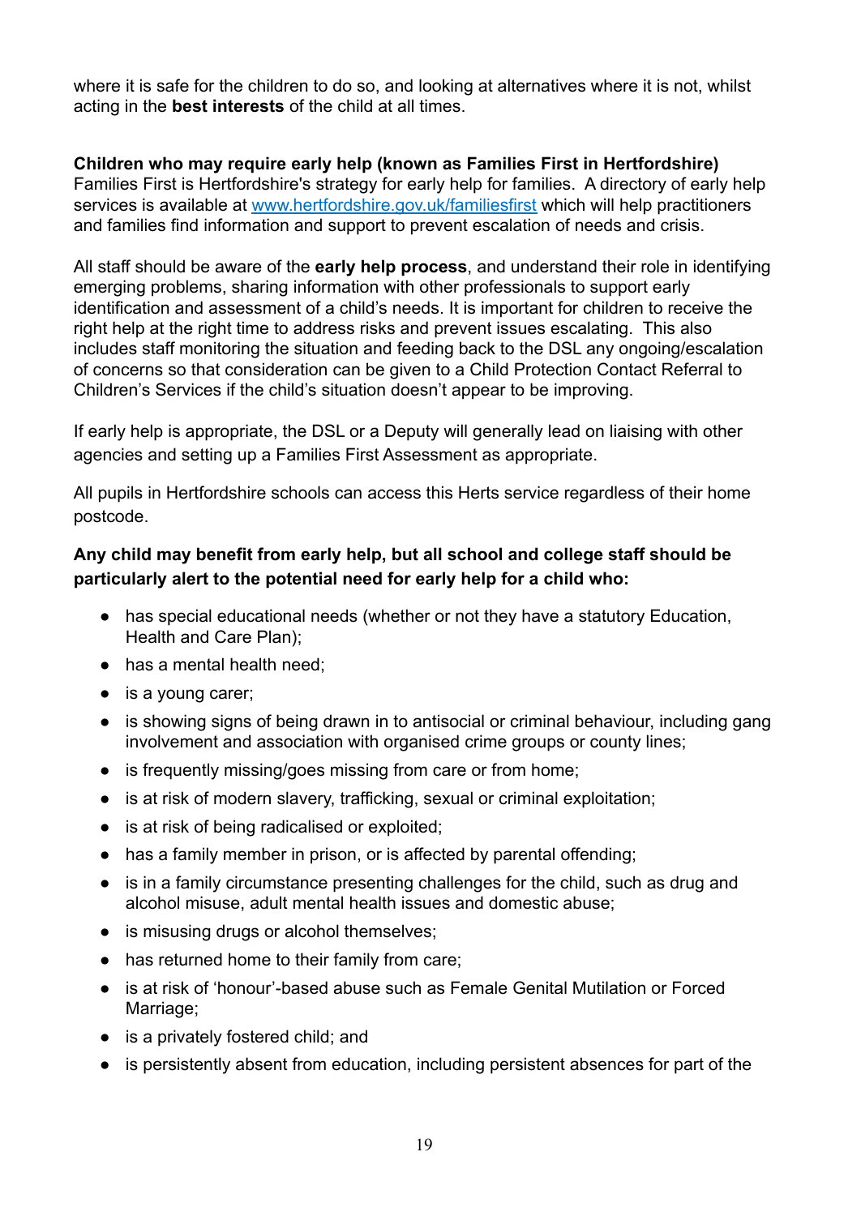where it is safe for the children to do so, and looking at alternatives where it is not, whilst acting in the **best interests** of the child at all times.

**Children who may require early help (known as Families First in Hertfordshire)**
Families First is Hertfordshire's strategy for early help for families. A directory of early help services is available at [www.hertfordshire.gov.uk/familiesfirst](http://www.hertfordshire.gov.uk/familiesfirst) which will help practitioners and families find information and support to prevent escalation of needs and crisis.

All staff should be aware of the **early help process**, and understand their role in identifying emerging problems, sharing information with other professionals to support early identification and assessment of a child's needs. It is important for children to receive the right help at the right time to address risks and prevent issues escalating. This also includes staff monitoring the situation and feeding back to the DSL any ongoing/escalation of concerns so that consideration can be given to a Child Protection Contact Referral to Children's Services if the child's situation doesn't appear to be improving.

If early help is appropriate, the DSL or a Deputy will generally lead on liaising with other agencies and setting up a Families First Assessment as appropriate.

All pupils in Hertfordshire schools can access this Herts service regardless of their home postcode.

**Any child may benefit from early help, but all school and college staff should be particularly alert to the potential need for early help for a child who:**

- has special educational needs (whether or not they have a statutory Education, Health and Care Plan);
- has a mental health need;
- is a young carer;
- is showing signs of being drawn in to antisocial or criminal behaviour, including gang involvement and association with organised crime groups or county lines;
- is frequently missing/goes missing from care or from home;
- is at risk of modern slavery, trafficking, sexual or criminal exploitation;
- is at risk of being radicalised or exploited;
- has a family member in prison, or is affected by parental offending;
- is in a family circumstance presenting challenges for the child, such as drug and alcohol misuse, adult mental health issues and domestic abuse;
- is misusing drugs or alcohol themselves;
- has returned home to their family from care;
- is at risk of 'honour'-based abuse such as Female Genital Mutilation or Forced Marriage;
- is a privately fostered child; and
- is persistently absent from education, including persistent absences for part of the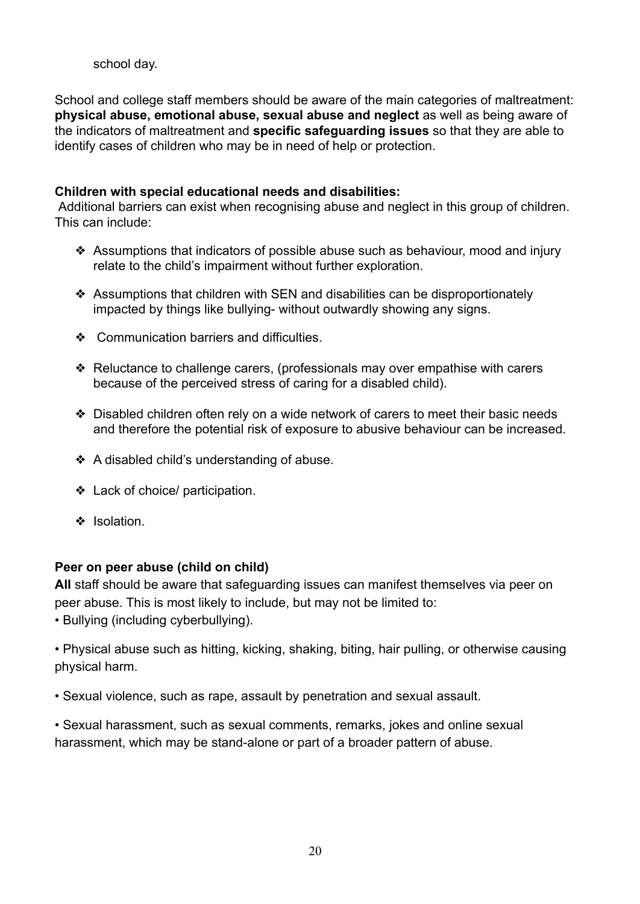school day.

School and college staff members should be aware of the main categories of maltreatment: **physical abuse, emotional abuse, sexual abuse and neglect** as well as being aware of the indicators of maltreatment and **specific safeguarding issues** so that they are able to identify cases of children who may be in need of help or protection.

**Children with special educational needs and disabilities:**

Additional barriers can exist when recognising abuse and neglect in this group of children. This can include:

- Assumptions that indicators of possible abuse such as behaviour, mood and injury relate to the child's impairment without further exploration.
- Assumptions that children with SEN and disabilities can be disproportionately impacted by things like bullying- without outwardly showing any signs.
- Communication barriers and difficulties.
- Reluctance to challenge carers, (professionals may over empathise with carers because of the perceived stress of caring for a disabled child).
- Disabled children often rely on a wide network of carers to meet their basic needs and therefore the potential risk of exposure to abusive behaviour can be increased.
- A disabled child's understanding of abuse.
- Lack of choice/ participation.
- Isolation.

**Peer on peer abuse (child on child)**

**All** staff should be aware that safeguarding issues can manifest themselves via peer on peer abuse. This is most likely to include, but may not be limited to:

- Bullying (including cyberbullying).
- Physical abuse such as hitting, kicking, shaking, biting, hair pulling, or otherwise causing physical harm.
- Sexual violence, such as rape, assault by penetration and sexual assault.
- Sexual harassment, such as sexual comments, remarks, jokes and online sexual harassment, which may be stand-alone or part of a broader pattern of abuse.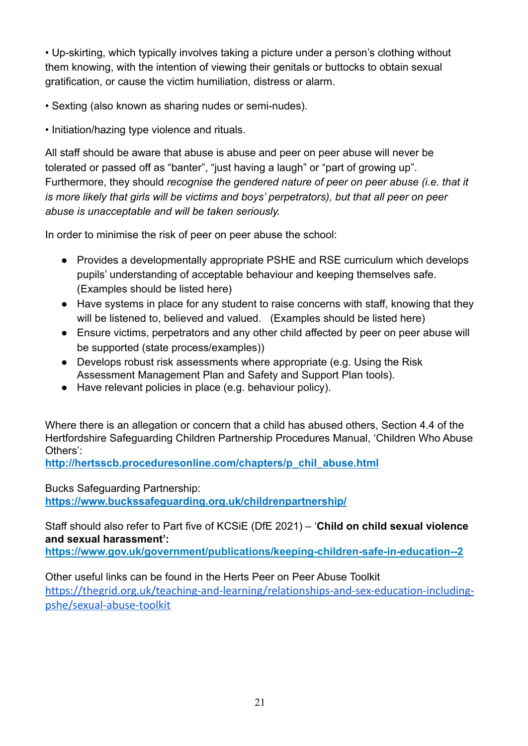• Up-skirting, which typically involves taking a picture under a person's clothing without them knowing, with the intention of viewing their genitals or buttocks to obtain sexual gratification, or cause the victim humiliation, distress or alarm.

• Sexting (also known as sharing nudes or semi-nudes).

• Initiation/hazing type violence and rituals.

All staff should be aware that abuse is abuse and peer on peer abuse will never be tolerated or passed off as "banter", "just having a laugh" or "part of growing up". Furthermore, they should *recognise the gendered nature of peer on peer abuse (i.e. that it is more likely that girls will be victims and boys' perpetrators), but that all peer on peer abuse is unacceptable and will be taken seriously.*

In order to minimise the risk of peer on peer abuse the school:

- Provides a developmentally appropriate PSHE and RSE curriculum which develops pupils' understanding of acceptable behaviour and keeping themselves safe. (Examples should be listed here)
- Have systems in place for any student to raise concerns with staff, knowing that they will be listened to, believed and valued. (Examples should be listed here)
- Ensure victims, perpetrators and any other child affected by peer on peer abuse will be supported (state process/examples))
- Develops robust risk assessments where appropriate (e.g. Using the Risk Assessment Management Plan and Safety and Support Plan tools).
- Have relevant policies in place (e.g. behaviour policy).

Where there is an allegation or concern that a child has abused others, Section 4.4 of the Hertfordshire Safeguarding Children Partnership Procedures Manual, 'Children Who Abuse Others':
**http://hertsscb.proceduresonline.com/chapters/p_chil_abuse.html**

Bucks Safeguarding Partnership:
**https://www.buckssafeguarding.org.uk/childrenpartnership/**

Staff should also refer to Part five of KCSiE (DfE 2021) – '**Child on child sexual violence and sexual harassment':**
**https://www.gov.uk/government/publications/keeping-children-safe-in-education--2**

Other useful links can be found in the Herts Peer on Peer Abuse Toolkit
https://thegrid.org.uk/teaching-and-learning/relationships-and-sex-education-including-pshe/sexual-abuse-toolkit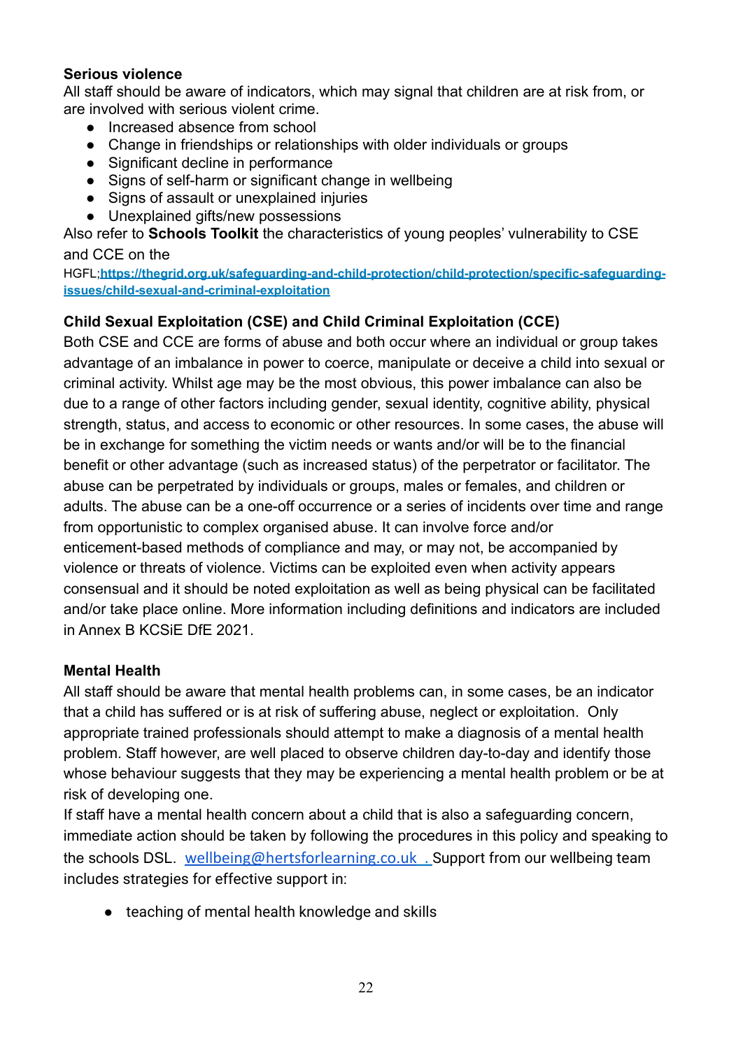**Serious violence**

All staff should be aware of indicators, which may signal that children are at risk from, or are involved with serious violent crime.

- Increased absence from school
- Change in friendships or relationships with older individuals or groups
- Significant decline in performance
- Signs of self-harm or significant change in wellbeing
- Signs of assault or unexplained injuries
- Unexplained gifts/new possessions

Also refer to **Schools Toolkit** the characteristics of young peoples' vulnerability to CSE and CCE on the HGFL;**https://thegrid.org.uk/safeguarding-and-child-protection/child-protection/specific-safeguarding-issues/child-sexual-and-criminal-exploitation**

**Child Sexual Exploitation (CSE) and Child Criminal Exploitation (CCE)**

Both CSE and CCE are forms of abuse and both occur where an individual or group takes advantage of an imbalance in power to coerce, manipulate or deceive a child into sexual or criminal activity. Whilst age may be the most obvious, this power imbalance can also be due to a range of other factors including gender, sexual identity, cognitive ability, physical strength, status, and access to economic or other resources. In some cases, the abuse will be in exchange for something the victim needs or wants and/or will be to the financial benefit or other advantage (such as increased status) of the perpetrator or facilitator. The abuse can be perpetrated by individuals or groups, males or females, and children or adults. The abuse can be a one-off occurrence or a series of incidents over time and range from opportunistic to complex organised abuse. It can involve force and/or enticement-based methods of compliance and may, or may not, be accompanied by violence or threats of violence. Victims can be exploited even when activity appears consensual and it should be noted exploitation as well as being physical can be facilitated and/or take place online. More information including definitions and indicators are included in Annex B KCSiE DfE 2021.

**Mental Health**

All staff should be aware that mental health problems can, in some cases, be an indicator that a child has suffered or is at risk of suffering abuse, neglect or exploitation. Only appropriate trained professionals should attempt to make a diagnosis of a mental health problem. Staff however, are well placed to observe children day-to-day and identify those whose behaviour suggests that they may be experiencing a mental health problem or be at risk of developing one.

If staff have a mental health concern about a child that is also a safeguarding concern, immediate action should be taken by following the procedures in this policy and speaking to the schools DSL. wellbeing@hertsforlearning.co.uk . Support from our wellbeing team includes strategies for effective support in:

- teaching of mental health knowledge and skills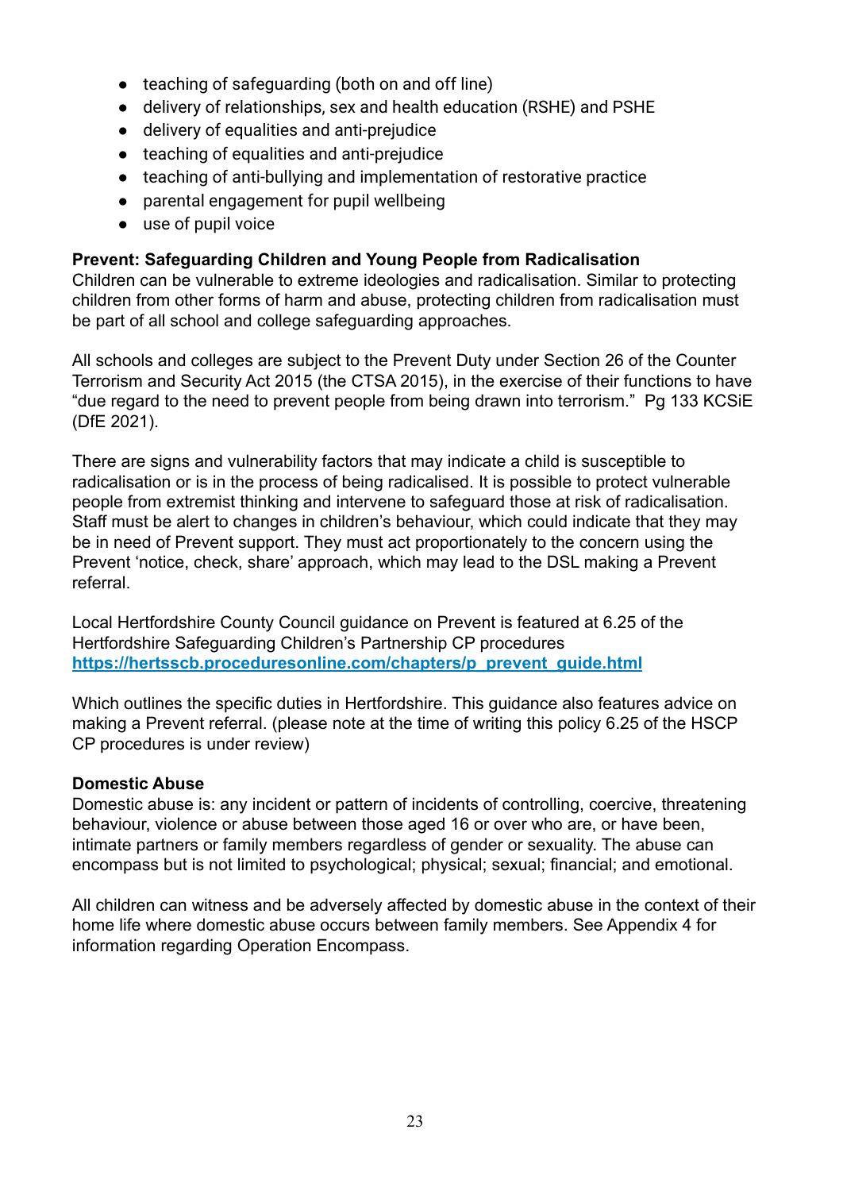- teaching of safeguarding (both on and off line)
- delivery of relationships, sex and health education (RSHE) and PSHE
- delivery of equalities and anti-prejudice
- teaching of equalities and anti-prejudice
- teaching of anti-bullying and implementation of restorative practice
- parental engagement for pupil wellbeing
- use of pupil voice

**Prevent: Safeguarding Children and Young People from Radicalisation**

Children can be vulnerable to extreme ideologies and radicalisation. Similar to protecting children from other forms of harm and abuse, protecting children from radicalisation must be part of all school and college safeguarding approaches.

All schools and colleges are subject to the Prevent Duty under Section 26 of the Counter Terrorism and Security Act 2015 (the CTSA 2015), in the exercise of their functions to have "due regard to the need to prevent people from being drawn into terrorism." Pg 133 KCSiE (DfE 2021).

There are signs and vulnerability factors that may indicate a child is susceptible to radicalisation or is in the process of being radicalised. It is possible to protect vulnerable people from extremist thinking and intervene to safeguard those at risk of radicalisation. Staff must be alert to changes in children's behaviour, which could indicate that they may be in need of Prevent support. They must act proportionately to the concern using the Prevent 'notice, check, share' approach, which may lead to the DSL making a Prevent referral.

Local Hertfordshire County Council guidance on Prevent is featured at 6.25 of the Hertfordshire Safeguarding Children's Partnership CP procedures
[https://hertsscb.proceduresonline.com/chapters/p_prevent_guide.html](https://hertsscb.proceduresonline.com/chapters/p_prevent_guide.html)

Which outlines the specific duties in Hertfordshire. This guidance also features advice on making a Prevent referral. (please note at the time of writing this policy 6.25 of the HSCP CP procedures is under review)

**Domestic Abuse**

Domestic abuse is: any incident or pattern of incidents of controlling, coercive, threatening behaviour, violence or abuse between those aged 16 or over who are, or have been, intimate partners or family members regardless of gender or sexuality. The abuse can encompass but is not limited to psychological; physical; sexual; financial; and emotional.

All children can witness and be adversely affected by domestic abuse in the context of their home life where domestic abuse occurs between family members. See Appendix 4 for information regarding Operation Encompass.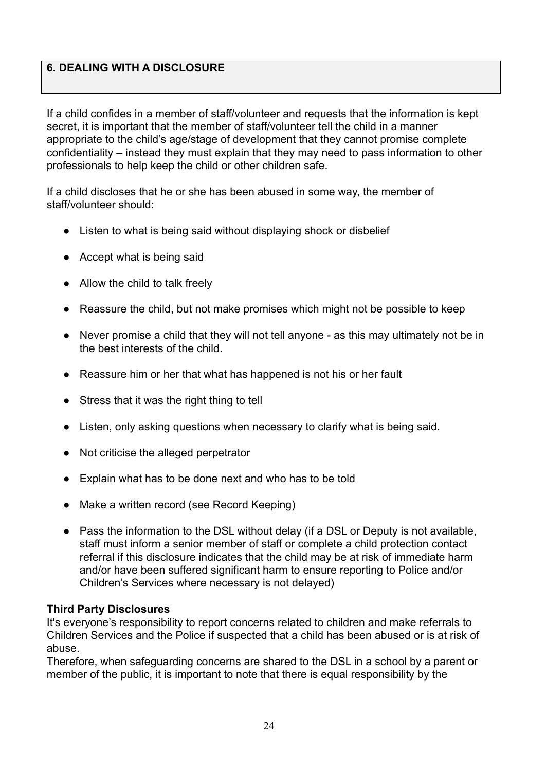## 6. DEALING WITH A DISCLOSURE

If a child confides in a member of staff/volunteer and requests that the information is kept secret, it is important that the member of staff/volunteer tell the child in a manner appropriate to the child's age/stage of development that they cannot promise complete confidentiality – instead they must explain that they may need to pass information to other professionals to help keep the child or other children safe.

If a child discloses that he or she has been abused in some way, the member of staff/volunteer should:

- Listen to what is being said without displaying shock or disbelief
- Accept what is being said
- Allow the child to talk freely
- Reassure the child, but not make promises which might not be possible to keep
- Never promise a child that they will not tell anyone - as this may ultimately not be in the best interests of the child.
- Reassure him or her that what has happened is not his or her fault
- Stress that it was the right thing to tell
- Listen, only asking questions when necessary to clarify what is being said.
- Not criticise the alleged perpetrator
- Explain what has to be done next and who has to be told
- Make a written record (see Record Keeping)
- Pass the information to the DSL without delay (if a DSL or Deputy is not available, staff must inform a senior member of staff or complete a child protection contact referral if this disclosure indicates that the child may be at risk of immediate harm and/or have been suffered significant harm to ensure reporting to Police and/or Children's Services where necessary is not delayed)

**Third Party Disclosures**

It's everyone's responsibility to report concerns related to children and make referrals to Children Services and the Police if suspected that a child has been abused or is at risk of abuse.

Therefore, when safeguarding concerns are shared to the DSL in a school by a parent or member of the public, it is important to note that there is equal responsibility by the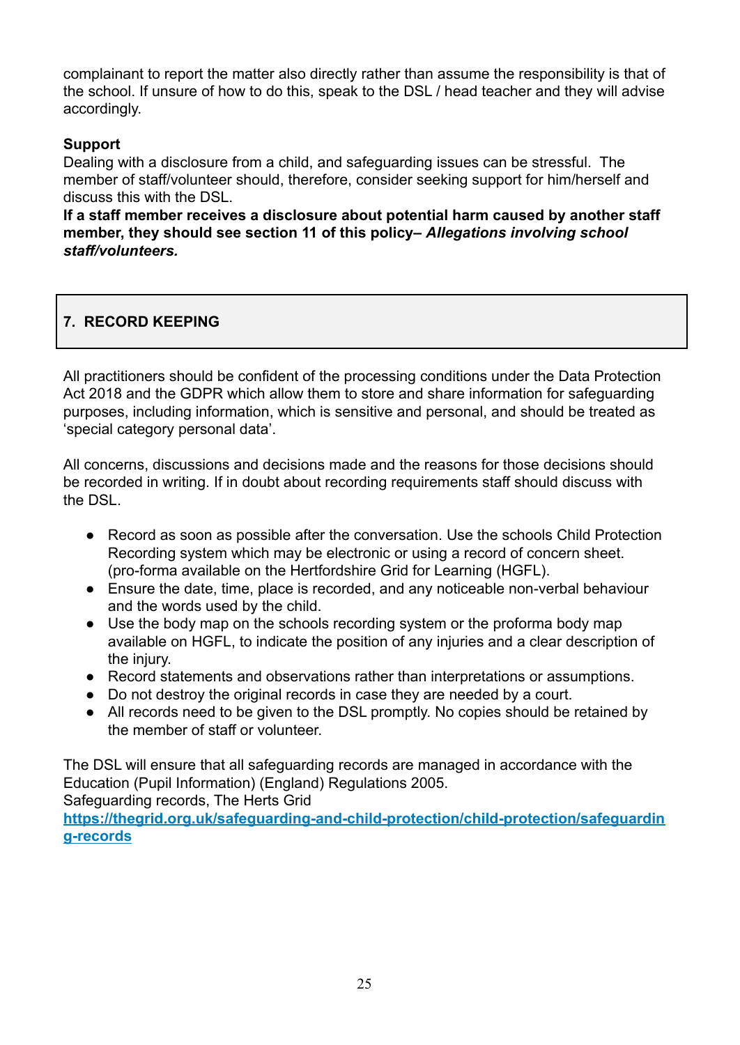complainant to report the matter also directly rather than assume the responsibility is that of the school. If unsure of how to do this, speak to the DSL / head teacher and they will advise accordingly.

**Support**

Dealing with a disclosure from a child, and safeguarding issues can be stressful. The member of staff/volunteer should, therefore, consider seeking support for him/herself and discuss this with the DSL.

**If a staff member receives a disclosure about potential harm caused by another staff member, they should see section 11 of this policy– *Allegations involving school staff/volunteers.***

## 7. RECORD KEEPING

All practitioners should be confident of the processing conditions under the Data Protection Act 2018 and the GDPR which allow them to store and share information for safeguarding purposes, including information, which is sensitive and personal, and should be treated as 'special category personal data'.

All concerns, discussions and decisions made and the reasons for those decisions should be recorded in writing. If in doubt about recording requirements staff should discuss with the DSL.

- Record as soon as possible after the conversation. Use the schools Child Protection Recording system which may be electronic or using a record of concern sheet. (pro-forma available on the Hertfordshire Grid for Learning (HGFL).
- Ensure the date, time, place is recorded, and any noticeable non-verbal behaviour and the words used by the child.
- Use the body map on the schools recording system or the proforma body map available on HGFL, to indicate the position of any injuries and a clear description of the injury.
- Record statements and observations rather than interpretations or assumptions.
- Do not destroy the original records in case they are needed by a court.
- All records need to be given to the DSL promptly. No copies should be retained by the member of staff or volunteer.

The DSL will ensure that all safeguarding records are managed in accordance with the Education (Pupil Information) (England) Regulations 2005.
Safeguarding records, The Herts Grid
**[https://thegrid.org.uk/safeguarding-and-child-protection/child-protection/safeguarding-records](https://thegrid.org.uk/safeguarding-and-child-protection/child-protection/safeguarding-records)**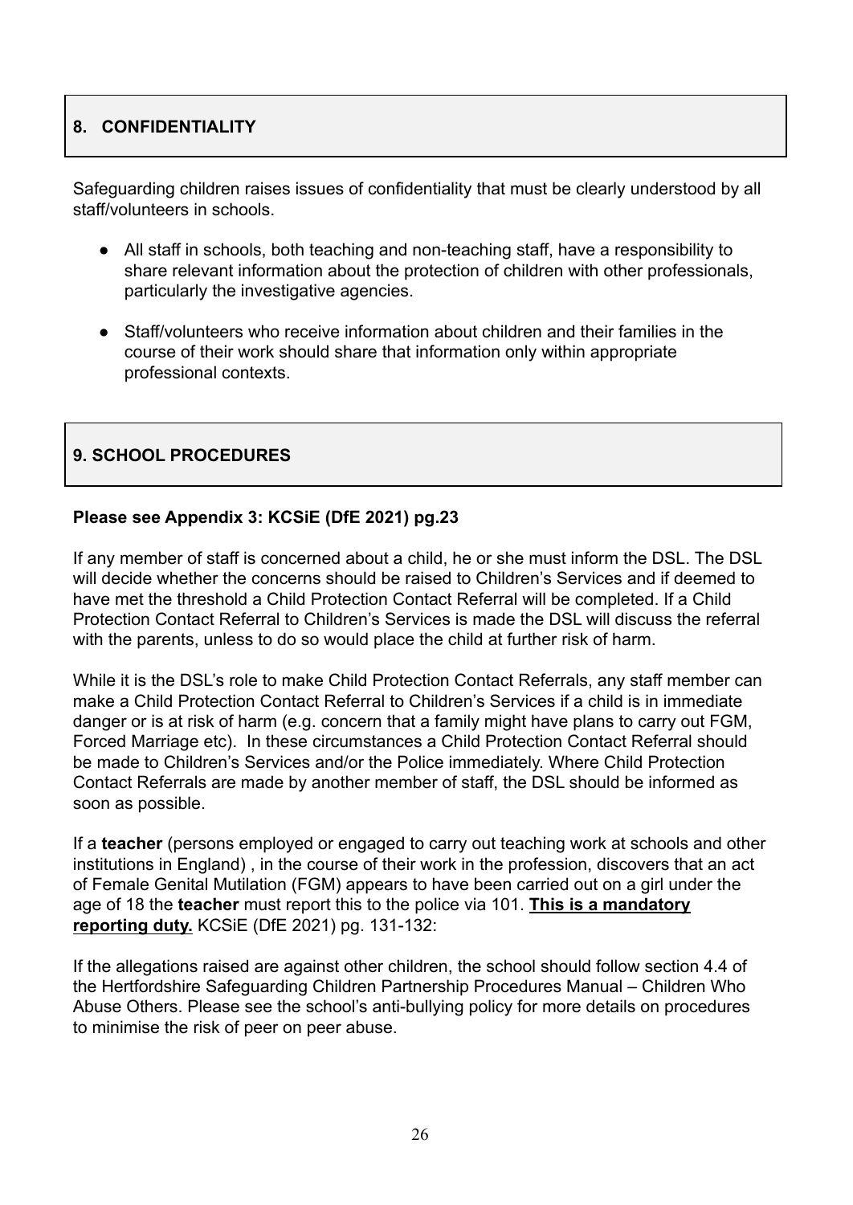## 8. CONFIDENTIALITY

Safeguarding children raises issues of confidentiality that must be clearly understood by all staff/volunteers in schools.

- All staff in schools, both teaching and non-teaching staff, have a responsibility to share relevant information about the protection of children with other professionals, particularly the investigative agencies.
- Staff/volunteers who receive information about children and their families in the course of their work should share that information only within appropriate professional contexts.

## 9. SCHOOL PROCEDURES

**Please see Appendix 3: KCSiE (DfE 2021) pg.23**

If any member of staff is concerned about a child, he or she must inform the DSL. The DSL will decide whether the concerns should be raised to Children's Services and if deemed to have met the threshold a Child Protection Contact Referral will be completed. If a Child Protection Contact Referral to Children's Services is made the DSL will discuss the referral with the parents, unless to do so would place the child at further risk of harm.

While it is the DSL's role to make Child Protection Contact Referrals, any staff member can make a Child Protection Contact Referral to Children's Services if a child is in immediate danger or is at risk of harm (e.g. concern that a family might have plans to carry out FGM, Forced Marriage etc). In these circumstances a Child Protection Contact Referral should be made to Children's Services and/or the Police immediately. Where Child Protection Contact Referrals are made by another member of staff, the DSL should be informed as soon as possible.

If a **teacher** (persons employed or engaged to carry out teaching work at schools and other institutions in England) , in the course of their work in the profession, discovers that an act of Female Genital Mutilation (FGM) appears to have been carried out on a girl under the age of 18 the **teacher** must report this to the police via 101. **This is a mandatory reporting duty.** KCSiE (DfE 2021) pg. 131-132:

If the allegations raised are against other children, the school should follow section 4.4 of the Hertfordshire Safeguarding Children Partnership Procedures Manual – Children Who Abuse Others. Please see the school's anti-bullying policy for more details on procedures to minimise the risk of peer on peer abuse.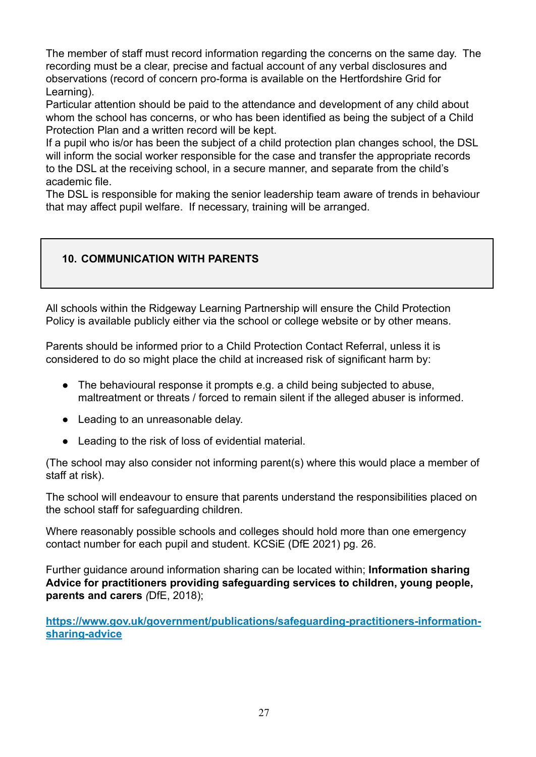The member of staff must record information regarding the concerns on the same day. The recording must be a clear, precise and factual account of any verbal disclosures and observations (record of concern pro-forma is available on the Hertfordshire Grid for Learning).

Particular attention should be paid to the attendance and development of any child about whom the school has concerns, or who has been identified as being the subject of a Child Protection Plan and a written record will be kept.

If a pupil who is/or has been the subject of a child protection plan changes school, the DSL will inform the social worker responsible for the case and transfer the appropriate records to the DSL at the receiving school, in a secure manner, and separate from the child's academic file.

The DSL is responsible for making the senior leadership team aware of trends in behaviour that may affect pupil welfare. If necessary, training will be arranged.

## 10. COMMUNICATION WITH PARENTS

All schools within the Ridgeway Learning Partnership will ensure the Child Protection Policy is available publicly either via the school or college website or by other means.

Parents should be informed prior to a Child Protection Contact Referral, unless it is considered to do so might place the child at increased risk of significant harm by:

- The behavioural response it prompts e.g. a child being subjected to abuse, maltreatment or threats / forced to remain silent if the alleged abuser is informed.
- Leading to an unreasonable delay.
- Leading to the risk of loss of evidential material.

(The school may also consider not informing parent(s) where this would place a member of staff at risk).

The school will endeavour to ensure that parents understand the responsibilities placed on the school staff for safeguarding children.

Where reasonably possible schools and colleges should hold more than one emergency contact number for each pupil and student. KCSiE (DfE 2021) pg. 26.

Further guidance around information sharing can be located within; **Information sharing Advice for practitioners providing safeguarding services to children, young people, parents and carers** *(*DfE, 2018);

[https://www.gov.uk/government/publications/safeguarding-practitioners-information-sharing-advice](https://www.gov.uk/government/publications/safeguarding-practitioners-information-sharing-advice)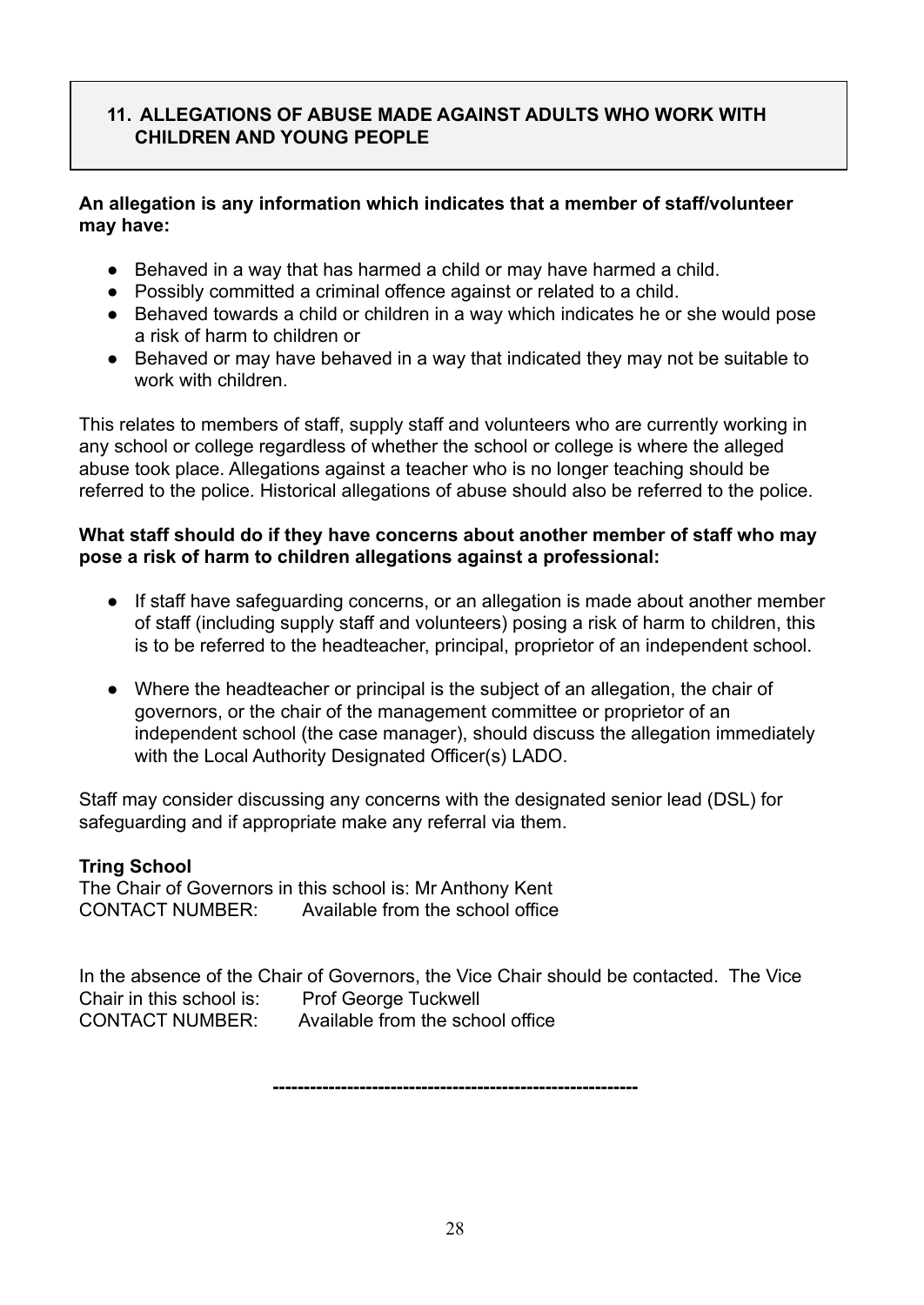## 11. ALLEGATIONS OF ABUSE MADE AGAINST ADULTS WHO WORK WITH CHILDREN AND YOUNG PEOPLE

**An allegation is any information which indicates that a member of staff/volunteer may have:**

- Behaved in a way that has harmed a child or may have harmed a child.
- Possibly committed a criminal offence against or related to a child.
- Behaved towards a child or children in a way which indicates he or she would pose a risk of harm to children or
- Behaved or may have behaved in a way that indicated they may not be suitable to work with children.

This relates to members of staff, supply staff and volunteers who are currently working in any school or college regardless of whether the school or college is where the alleged abuse took place. Allegations against a teacher who is no longer teaching should be referred to the police. Historical allegations of abuse should also be referred to the police.

**What staff should do if they have concerns about another member of staff who may pose a risk of harm to children allegations against a professional:**

- If staff have safeguarding concerns, or an allegation is made about another member of staff (including supply staff and volunteers) posing a risk of harm to children, this is to be referred to the headteacher, principal, proprietor of an independent school.

- Where the headteacher or principal is the subject of an allegation, the chair of governors, or the chair of the management committee or proprietor of an independent school (the case manager), should discuss the allegation immediately with the Local Authority Designated Officer(s) LADO.

Staff may consider discussing any concerns with the designated senior lead (DSL) for safeguarding and if appropriate make any referral via them.

**Tring School**
The Chair of Governors in this school is: Mr Anthony Kent
CONTACT NUMBER: Available from the school office

In the absence of the Chair of Governors, the Vice Chair should be contacted. The Vice Chair in this school is: Prof George Tuckwell
CONTACT NUMBER: Available from the school office

---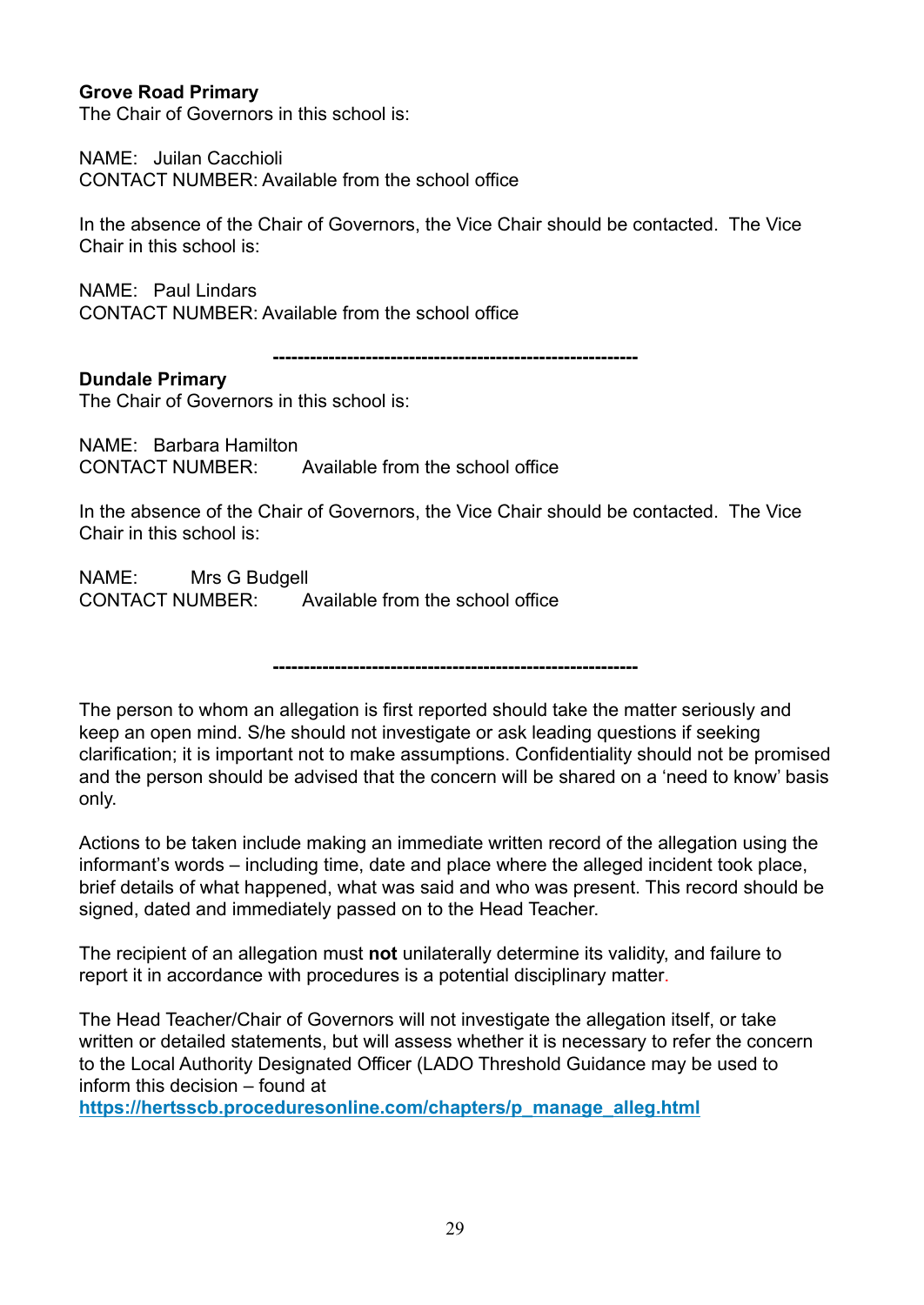**Grove Road Primary**
The Chair of Governors in this school is:

NAME: Juilan Cacchioli
CONTACT NUMBER: Available from the school office

In the absence of the Chair of Governors, the Vice Chair should be contacted. The Vice Chair in this school is:

NAME: Paul Lindars
CONTACT NUMBER: Available from the school office

---

**Dundale Primary**
The Chair of Governors in this school is:

NAME: Barbara Hamilton
CONTACT NUMBER: Available from the school office

In the absence of the Chair of Governors, the Vice Chair should be contacted. The Vice Chair in this school is:

NAME: Mrs G Budgell
CONTACT NUMBER: Available from the school office

---

The person to whom an allegation is first reported should take the matter seriously and keep an open mind. S/he should not investigate or ask leading questions if seeking clarification; it is important not to make assumptions. Confidentiality should not be promised and the person should be advised that the concern will be shared on a 'need to know' basis only.

Actions to be taken include making an immediate written record of the allegation using the informant's words – including time, date and place where the alleged incident took place, brief details of what happened, what was said and who was present. This record should be signed, dated and immediately passed on to the Head Teacher.

The recipient of an allegation must **not** unilaterally determine its validity, and failure to report it in accordance with procedures is a potential disciplinary matter.

The Head Teacher/Chair of Governors will not investigate the allegation itself, or take written or detailed statements, but will assess whether it is necessary to refer the concern to the Local Authority Designated Officer (LADO Threshold Guidance may be used to inform this decision – found at
**https://hertsscb.proceduresonline.com/chapters/p_manage_alleg.html**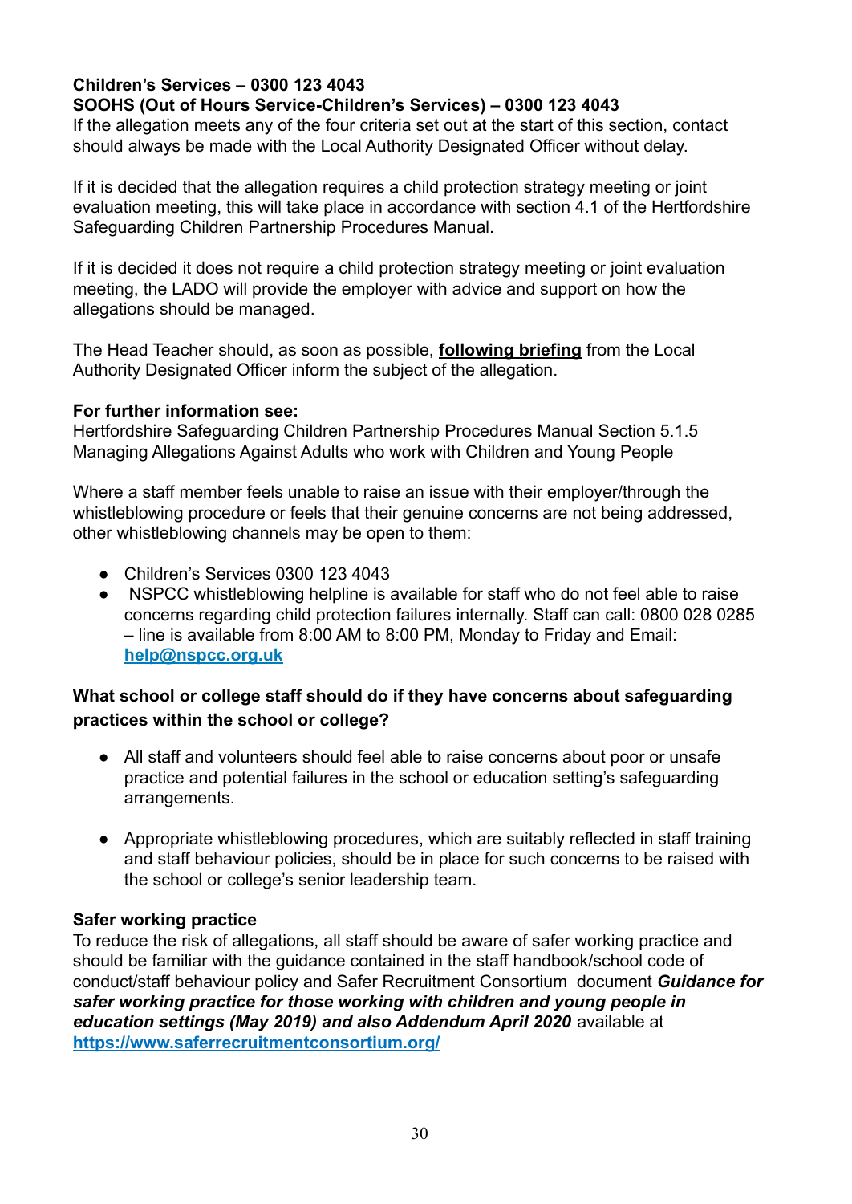**Children's Services – 0300 123 4043**
**SOOHS (Out of Hours Service-Children's Services) – 0300 123 4043**
If the allegation meets any of the four criteria set out at the start of this section, contact should always be made with the Local Authority Designated Officer without delay.

If it is decided that the allegation requires a child protection strategy meeting or joint evaluation meeting, this will take place in accordance with section 4.1 of the Hertfordshire Safeguarding Children Partnership Procedures Manual.

If it is decided it does not require a child protection strategy meeting or joint evaluation meeting, the LADO will provide the employer with advice and support on how the allegations should be managed.

The Head Teacher should, as soon as possible, **following briefing** from the Local Authority Designated Officer inform the subject of the allegation.

**For further information see:**
Hertfordshire Safeguarding Children Partnership Procedures Manual Section 5.1.5 Managing Allegations Against Adults who work with Children and Young People

Where a staff member feels unable to raise an issue with their employer/through the whistleblowing procedure or feels that their genuine concerns are not being addressed, other whistleblowing channels may be open to them:

- Children's Services 0300 123 4043
- NSPCC whistleblowing helpline is available for staff who do not feel able to raise concerns regarding child protection failures internally. Staff can call: 0800 028 0285 – line is available from 8:00 AM to 8:00 PM, Monday to Friday and Email: **help@nspcc.org.uk**

**What school or college staff should do if they have concerns about safeguarding practices within the school or college?**

- All staff and volunteers should feel able to raise concerns about poor or unsafe practice and potential failures in the school or education setting's safeguarding arrangements.
- Appropriate whistleblowing procedures, which are suitably reflected in staff training and staff behaviour policies, should be in place for such concerns to be raised with the school or college's senior leadership team.

**Safer working practice**
To reduce the risk of allegations, all staff should be aware of safer working practice and should be familiar with the guidance contained in the staff handbook/school code of conduct/staff behaviour policy and Safer Recruitment Consortium document ***Guidance for safer working practice for those working with children and young people in education settings (May 2019) and also Addendum April 2020*** available at **https://www.saferrecruitmentconsortium.org/**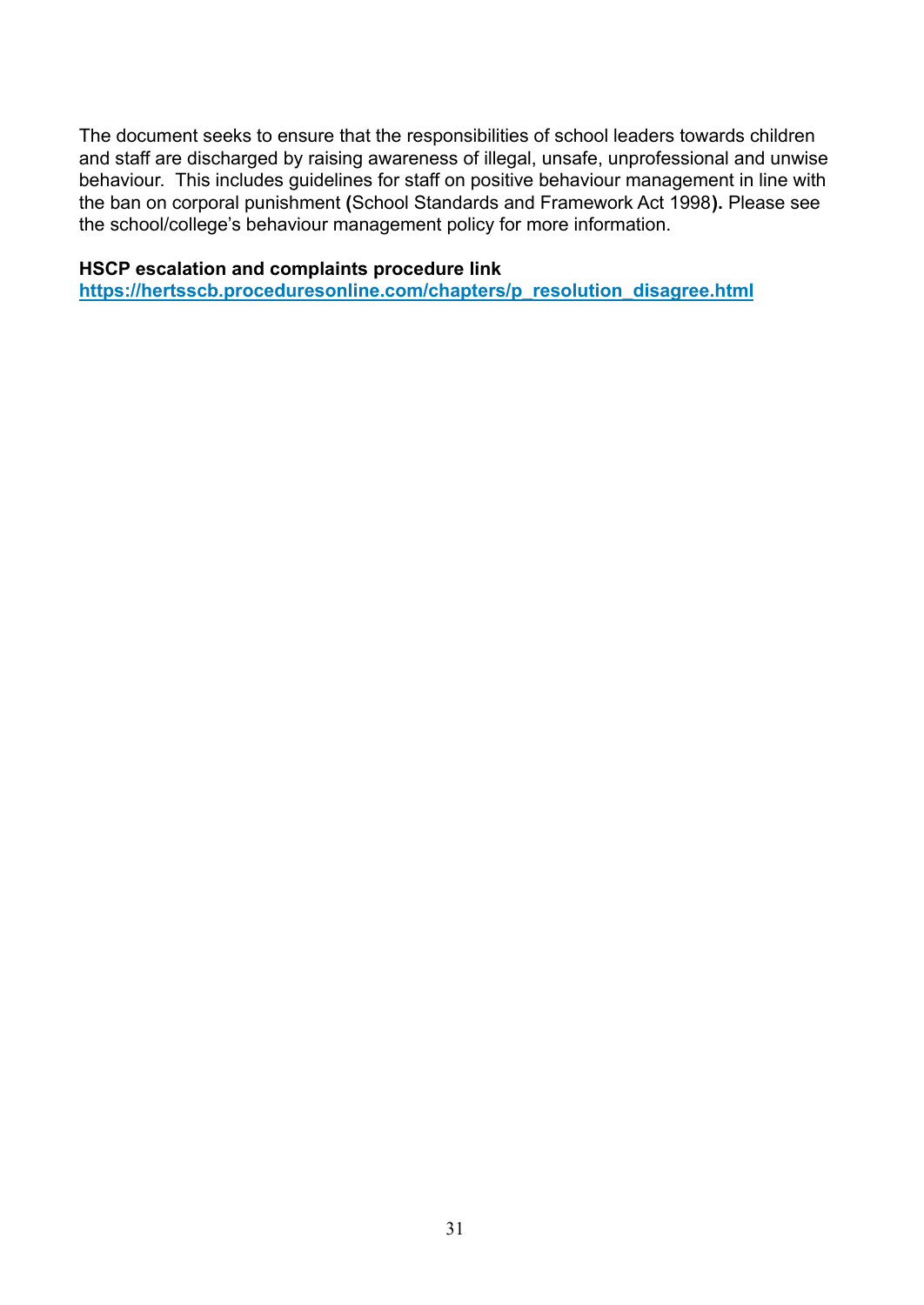The document seeks to ensure that the responsibilities of school leaders towards children and staff are discharged by raising awareness of illegal, unsafe, unprofessional and unwise behaviour.  This includes guidelines for staff on positive behaviour management in line with the ban on corporal punishment **(**School Standards and Framework Act 1998**).** Please see the school/college's behaviour management policy for more information.

**HSCP escalation and complaints procedure link**
**[https://hertsscb.proceduresonline.com/chapters/p_resolution_disagree.html](https://hertsscb.proceduresonline.com/chapters/p_resolution_disagree.html)**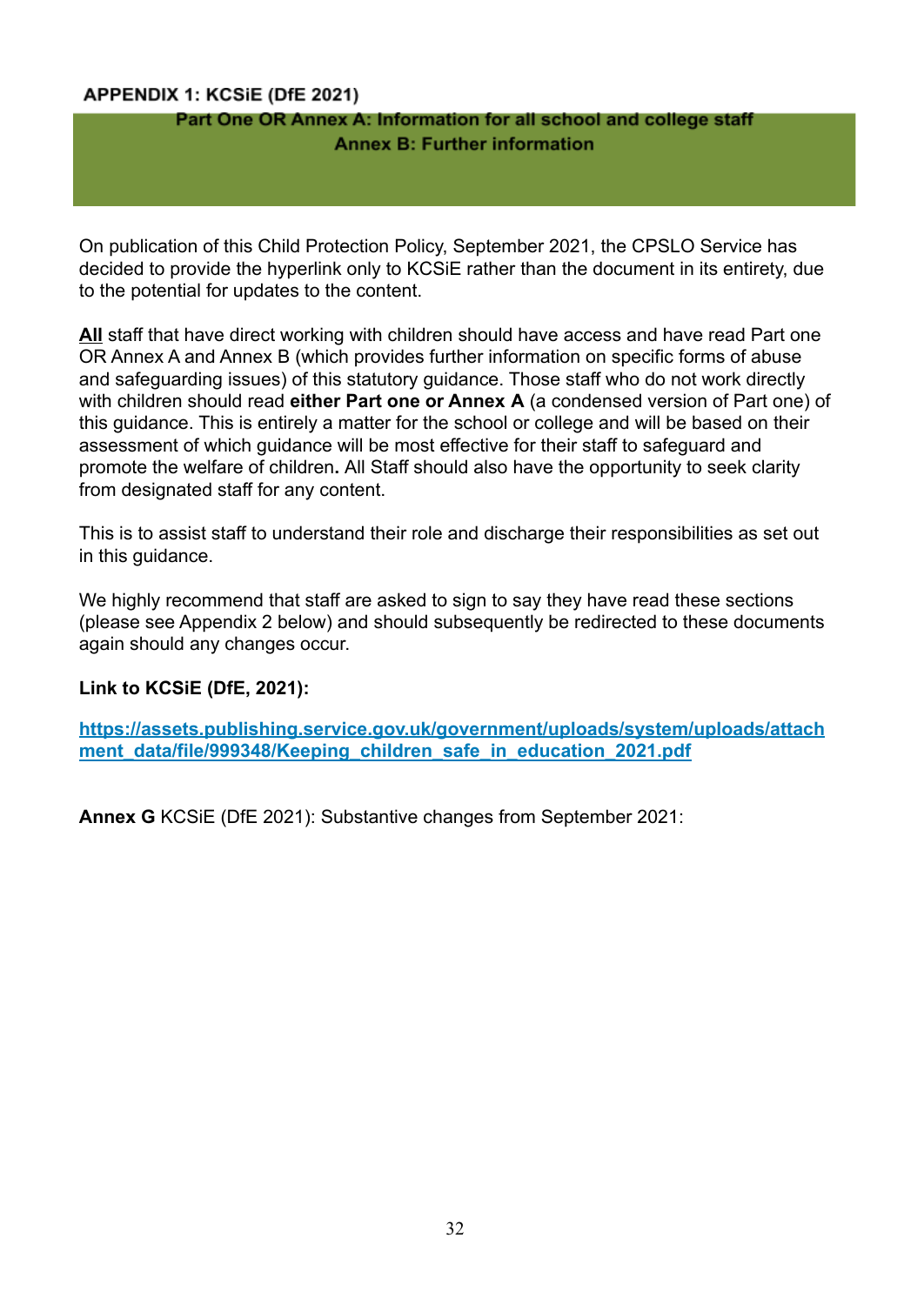## APPENDIX 1: KCSiE (DfE 2021)

**Part One OR Annex A: Information for all school and college staff**
**Annex B: Further information**

On publication of this Child Protection Policy, September 2021, the CPSLO Service has decided to provide the hyperlink only to KCSiE rather than the document in its entirety, due to the potential for updates to the content.

**<u>All</u>** staff that have direct working with children should have access and have read Part one OR Annex A and Annex B (which provides further information on specific forms of abuse and safeguarding issues) of this statutory guidance. Those staff who do not work directly with children should read **either Part one or Annex A** (a condensed version of Part one) of this guidance. This is entirely a matter for the school or college and will be based on their assessment of which guidance will be most effective for their staff to safeguard and promote the welfare of children**.** All Staff should also have the opportunity to seek clarity from designated staff for any content.

This is to assist staff to understand their role and discharge their responsibilities as set out in this guidance.

We highly recommend that staff are asked to sign to say they have read these sections (please see Appendix 2 below) and should subsequently be redirected to these documents again should any changes occur.

**Link to KCSiE (DfE, 2021):**

**https://assets.publishing.service.gov.uk/government/uploads/system/uploads/attachment_data/file/999348/Keeping_children_safe_in_education_2021.pdf**

**Annex G** KCSiE (DfE 2021): Substantive changes from September 2021: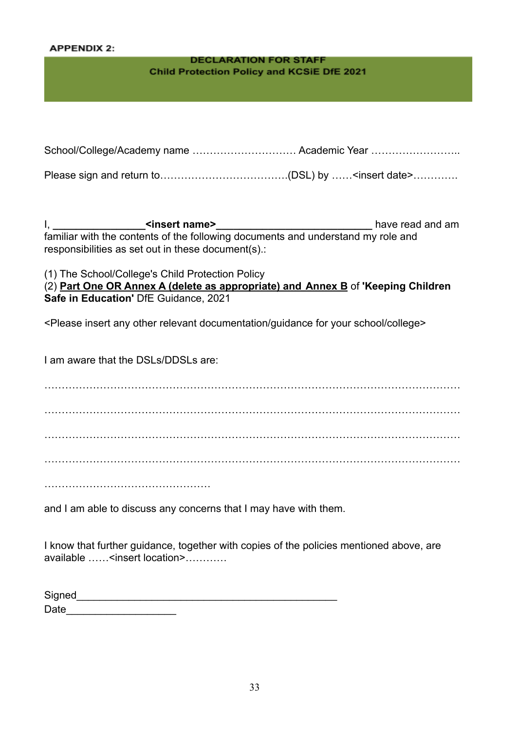**APPENDIX 2:**

## DECLARATION FOR STAFF
## Child Protection Policy and KCSiE DfE 2021

School/College/Academy name ………………………… Academic Year ……………………..

Please sign and return to……………………………….(DSL) by ……<insert date>…………

I, **_______________<insert name>__________________________** have read and am familiar with the contents of the following documents and understand my role and responsibilities as set out in these document(s).:

(1) The School/College's Child Protection Policy
(2) **Part One OR Annex A (delete as appropriate) and Annex B** of **'Keeping Children Safe in Education'** DfE Guidance, 2021

<Please insert any other relevant documentation/guidance for your school/college>

I am aware that the DSLs/DDSLs are:

…………………………………………………………………………………………………………

…………………………………………………………………………………………………………

…………………………………………………………………………………………………………

…………………………………………………………………………………………………………

…………………………………………

and I am able to discuss any concerns that I may have with them.

I know that further guidance, together with copies of the policies mentioned above, are available ……<insert location>…………

Signed_______________________________________________
Date__________________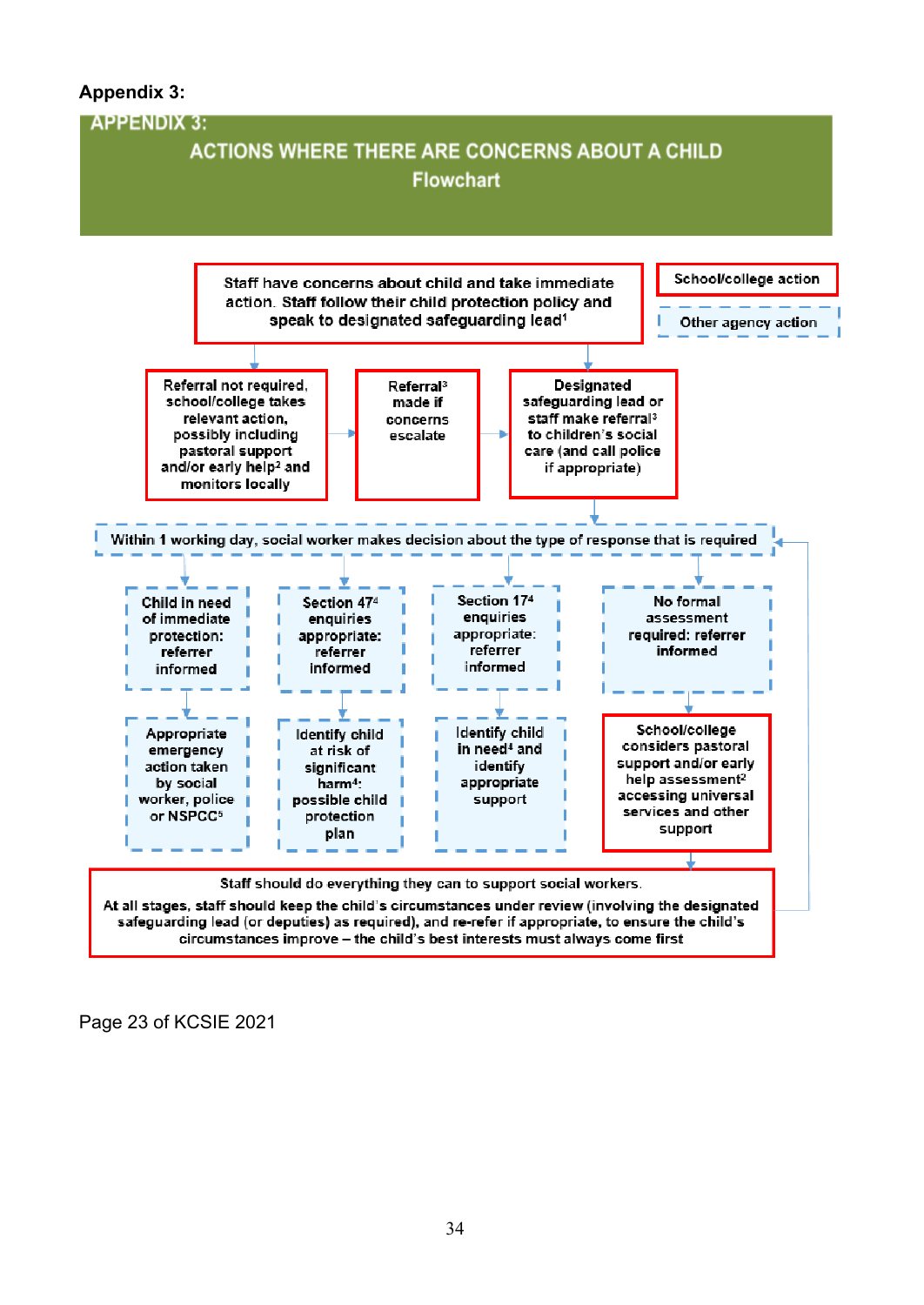**Appendix 3:**

## APPENDIX 3:

## ACTIONS WHERE THERE ARE CONCERNS ABOUT A CHILD

### Flowchart

School/college action

Other agency action

Staff have concerns about child and take immediate action. Staff follow their child protection policy and speak to designated safeguarding lead[1]

Referral not required, school/college takes relevant action, possibly including pastoral support and/or early help[2] and monitors locally

Referral[3] made if concerns escalate

Designated safeguarding lead or staff make referral[3] to children's social care (and call police if appropriate)

Within 1 working day, social worker makes decision about the type of response that is required

Child in need of immediate protection: referrer informed

Section 47[4] enquiries appropriate: referrer informed

Section 17[4] enquiries appropriate: referrer informed

No formal assessment required: referrer informed

Appropriate emergency action taken by social worker, police or NSPCC[5]

Identify child at risk of significant harm[4]: possible child protection plan

Identify child in need[4] and identify appropriate support

School/college considers pastoral support and/or early help assessment[2] accessing universal services and other support

Staff should do everything they can to support social workers.

At all stages, staff should keep the child's circumstances under review (involving the designated safeguarding lead (or deputies) as required), and re-refer if appropriate, to ensure the child's circumstances improve – the child's best interests must always come first

Page 23 of KCSIE 2021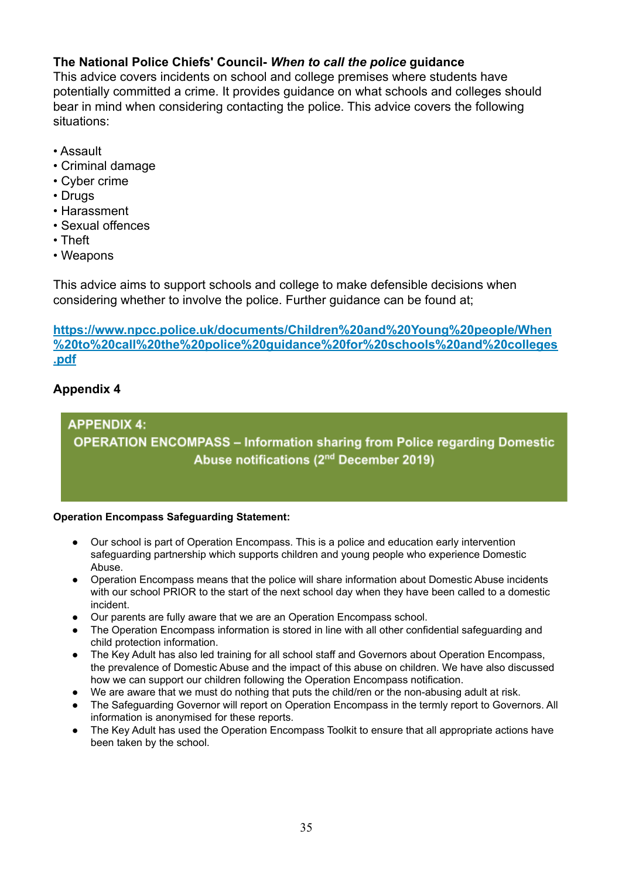**The National Police Chiefs' Council- *When to call the police* guidance**
This advice covers incidents on school and college premises where students have potentially committed a crime. It provides guidance on what schools and colleges should bear in mind when considering contacting the police. This advice covers the following situations:

- Assault
- Criminal damage
- Cyber crime
- Drugs
- Harassment
- Sexual offences
- Theft
- Weapons

This advice aims to support schools and college to make defensible decisions when considering whether to involve the police. Further guidance can be found at;

[https://www.npcc.police.uk/documents/Children%20and%20Young%20people/When%20to%20call%20the%20police%20guidance%20for%20schools%20and%20colleges.pdf](https://www.npcc.police.uk/documents/Children%20and%20Young%20people/When%20to%20call%20the%20police%20guidance%20for%20schools%20and%20colleges.pdf)

## Appendix 4

### APPENDIX 4: OPERATION ENCOMPASS – Information sharing from Police regarding Domestic Abuse notifications (2nd December 2019)

**Operation Encompass Safeguarding Statement:**

- Our school is part of Operation Encompass. This is a police and education early intervention safeguarding partnership which supports children and young people who experience Domestic Abuse.
- Operation Encompass means that the police will share information about Domestic Abuse incidents with our school PRIOR to the start of the next school day when they have been called to a domestic incident.
- Our parents are fully aware that we are an Operation Encompass school.
- The Operation Encompass information is stored in line with all other confidential safeguarding and child protection information.
- The Key Adult has also led training for all school staff and Governors about Operation Encompass, the prevalence of Domestic Abuse and the impact of this abuse on children. We have also discussed how we can support our children following the Operation Encompass notification.
- We are aware that we must do nothing that puts the child/ren or the non-abusing adult at risk.
- The Safeguarding Governor will report on Operation Encompass in the termly report to Governors. All information is anonymised for these reports.
- The Key Adult has used the Operation Encompass Toolkit to ensure that all appropriate actions have been taken by the school.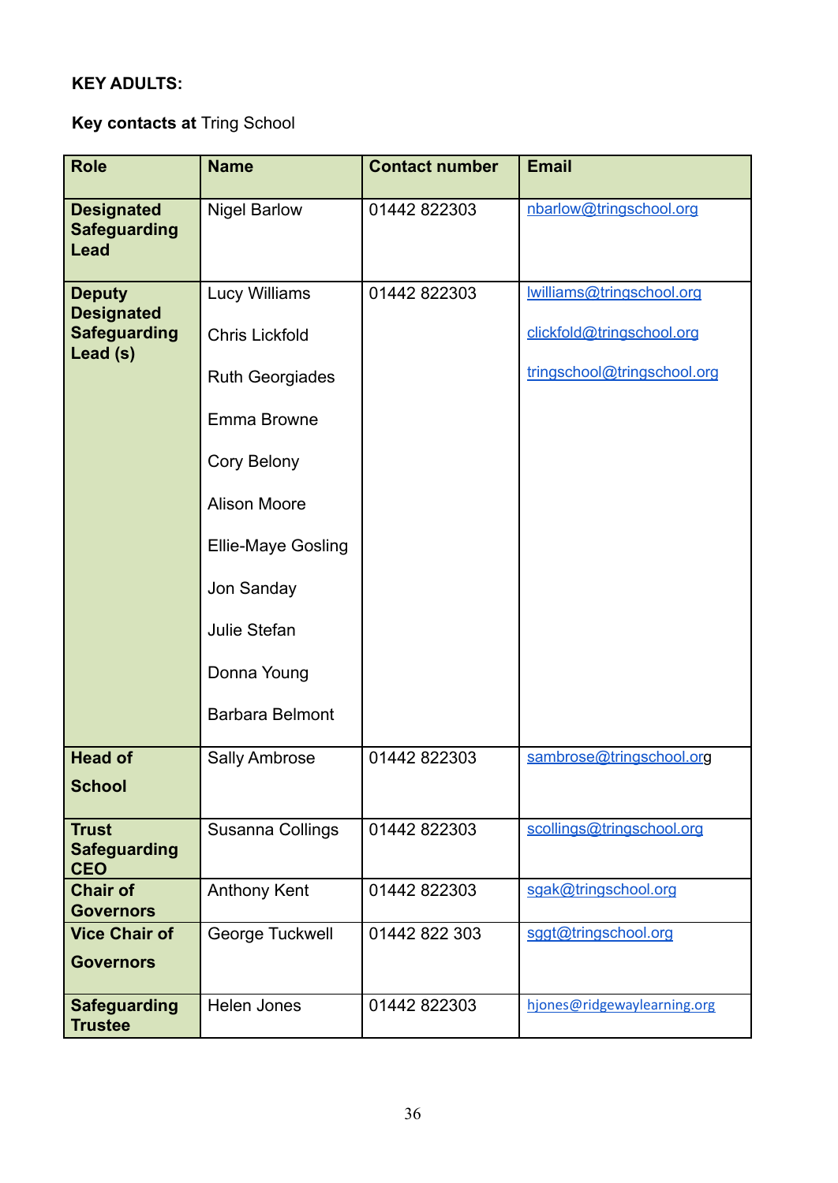**KEY ADULTS:**

**Key contacts at** Tring School

| Role | Name | Contact number | Email |
|---|---|---|---|
| **Designated Safeguarding Lead** | Nigel Barlow | 01442 822303 | nbarlow@tringschool.org |
| **Deputy Designated Safeguarding Lead (s)** | Lucy Williams<br><br>Chris Lickfold<br><br>Ruth Georgiades<br><br>Emma Browne<br><br>Cory Belony<br><br>Alison Moore<br><br>Ellie-Maye Gosling<br><br>Jon Sanday<br><br>Julie Stefan<br><br>Donna Young<br><br>Barbara Belmont | 01442 822303 | lwilliams@tringschool.org<br><br>clickfold@tringschool.org<br><br>tringschool@tringschool.org |
| **Head of School** | Sally Ambrose | 01442 822303 | sambrose@tringschool.org |
| **Trust Safeguarding CEO** | Susanna Collings | 01442 822303 | scollings@tringschool.org |
| **Chair of Governors** | Anthony Kent | 01442 822303 | sgak@tringschool.org |
| **Vice Chair of Governors** | George Tuckwell | 01442 822 303 | sggt@tringschool.org |
| **Safeguarding Trustee** | Helen Jones | 01442 822303 | hjones@ridgewaylearning.org |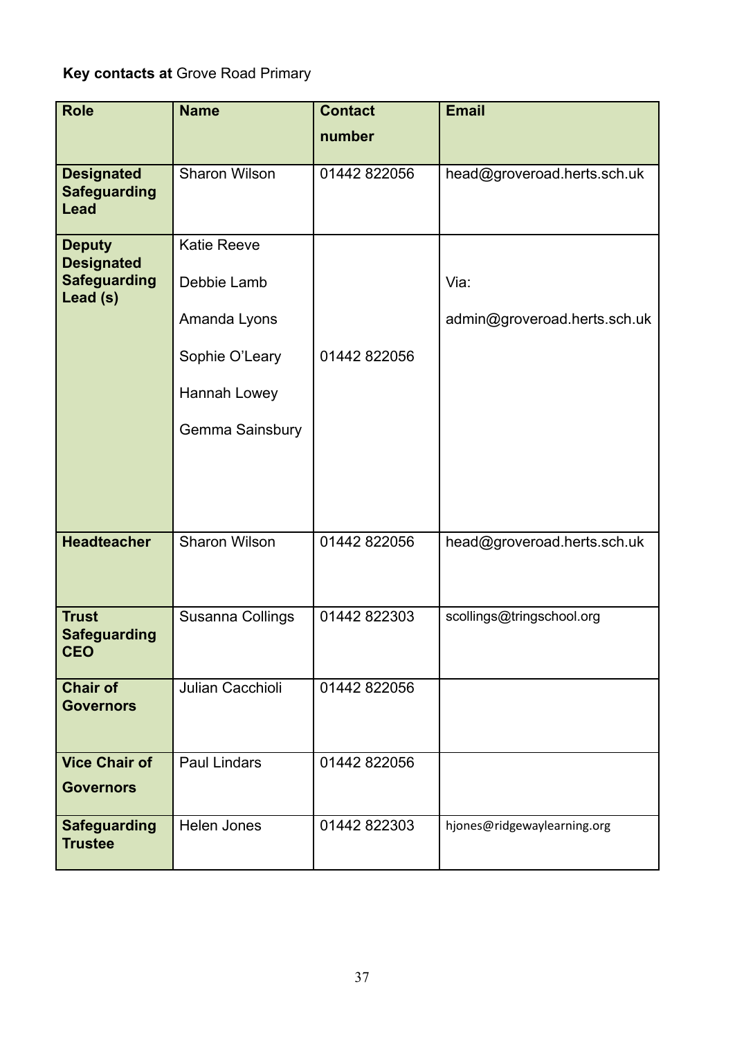**Key contacts at** Grove Road Primary

| Role | Name | Contact number | Email |
|---|---|---|---|
| **Designated Safeguarding Lead** | Sharon Wilson | 01442 822056 | head@groveroad.herts.sch.uk |
| **Deputy Designated Safeguarding Lead (s)** | Katie Reeve<br><br>Debbie Lamb<br><br>Amanda Lyons<br><br>Sophie O'Leary<br><br>Hannah Lowey<br><br>Gemma Sainsbury | 01442 822056 | Via:<br><br>admin@groveroad.herts.sch.uk |
| **Headteacher** | Sharon Wilson | 01442 822056 | head@groveroad.herts.sch.uk |
| **Trust Safeguarding CEO** | Susanna Collings | 01442 822303 | scollings@tringschool.org |
| **Chair of Governors** | Julian Cacchioli | 01442 822056 | |
| **Vice Chair of Governors** | Paul Lindars | 01442 822056 | |
| **Safeguarding Trustee** | Helen Jones | 01442 822303 | hjones@ridgewaylearning.org |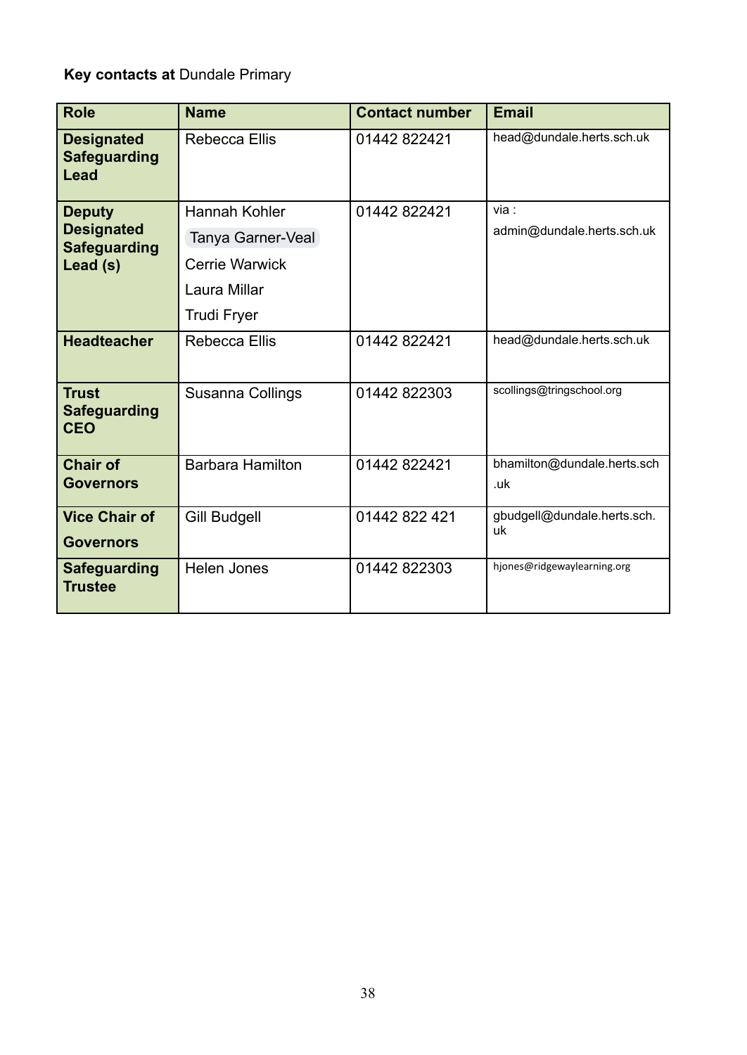**Key contacts at** Dundale Primary

| Role | Name | Contact number | Email |
|---|---|---|---|
| **Designated Safeguarding Lead** | Rebecca Ellis | 01442 822421 | head@dundale.herts.sch.uk |
| **Deputy Designated Safeguarding Lead (s)** | Hannah Kohler<br>Tanya Garner-Veal<br>Cerrie Warwick<br>Laura Millar<br>Trudi Fryer | 01442 822421 | via :<br>admin@dundale.herts.sch.uk |
| **Headteacher** | Rebecca Ellis | 01442 822421 | head@dundale.herts.sch.uk |
| **Trust Safeguarding CEO** | Susanna Collings | 01442 822303 | scollings@tringschool.org |
| **Chair of Governors** | Barbara Hamilton | 01442 822421 | bhamilton@dundale.herts.sch.uk |
| **Vice Chair of Governors** | Gill Budgell | 01442 822 421 | gbudgell@dundale.herts.sch.uk |
| **Safeguarding Trustee** | Helen Jones | 01442 822303 | hjones@ridgewaylearning.org |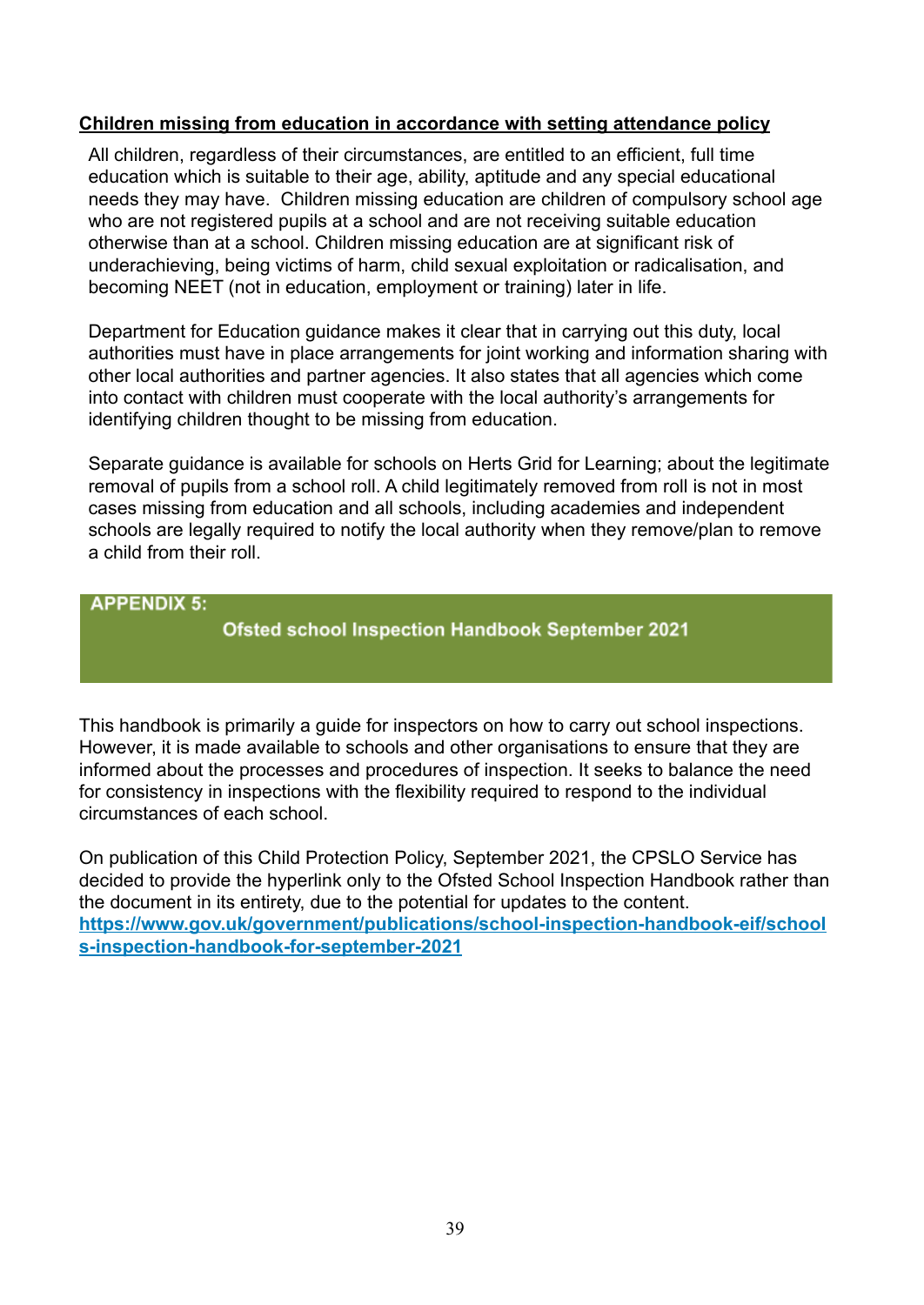**Children missing from education in accordance with setting attendance policy**

All children, regardless of their circumstances, are entitled to an efficient, full time education which is suitable to their age, ability, aptitude and any special educational needs they may have. Children missing education are children of compulsory school age who are not registered pupils at a school and are not receiving suitable education otherwise than at a school. Children missing education are at significant risk of underachieving, being victims of harm, child sexual exploitation or radicalisation, and becoming NEET (not in education, employment or training) later in life.

Department for Education guidance makes it clear that in carrying out this duty, local authorities must have in place arrangements for joint working and information sharing with other local authorities and partner agencies. It also states that all agencies which come into contact with children must cooperate with the local authority's arrangements for identifying children thought to be missing from education.

Separate guidance is available for schools on Herts Grid for Learning; about the legitimate removal of pupils from a school roll. A child legitimately removed from roll is not in most cases missing from education and all schools, including academies and independent schools are legally required to notify the local authority when they remove/plan to remove a child from their roll.

## APPENDIX 5: Ofsted school Inspection Handbook September 2021

This handbook is primarily a guide for inspectors on how to carry out school inspections. However, it is made available to schools and other organisations to ensure that they are informed about the processes and procedures of inspection. It seeks to balance the need for consistency in inspections with the flexibility required to respond to the individual circumstances of each school.

On publication of this Child Protection Policy, September 2021, the CPSLO Service has decided to provide the hyperlink only to the Ofsted School Inspection Handbook rather than the document in its entirety, due to the potential for updates to the content.
**https://www.gov.uk/government/publications/school-inspection-handbook-eif/schools-inspection-handbook-for-september-2021**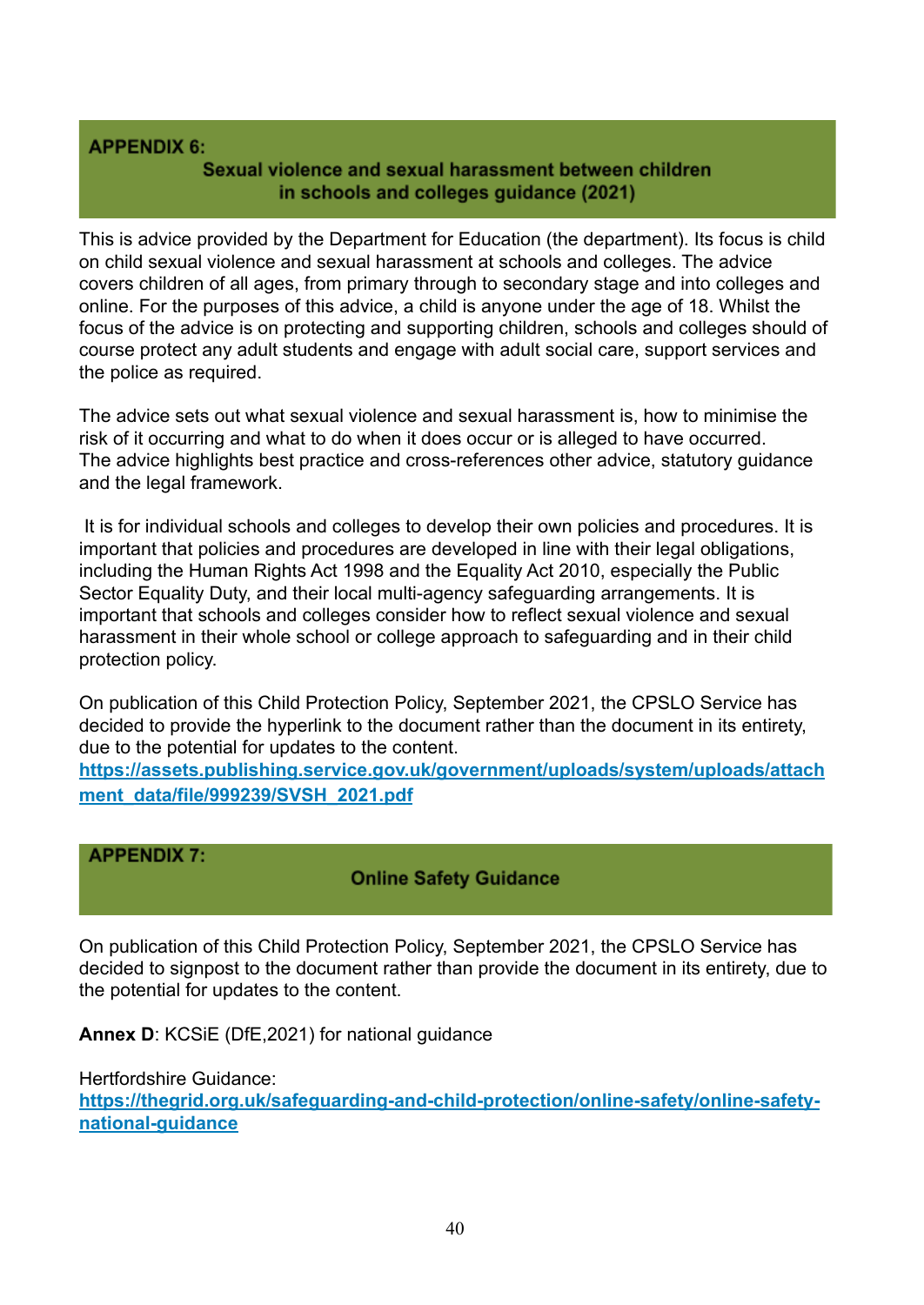## APPENDIX 6:

### Sexual violence and sexual harassment between children in schools and colleges guidance (2021)

This is advice provided by the Department for Education (the department). Its focus is child on child sexual violence and sexual harassment at schools and colleges. The advice covers children of all ages, from primary through to secondary stage and into colleges and online. For the purposes of this advice, a child is anyone under the age of 18. Whilst the focus of the advice is on protecting and supporting children, schools and colleges should of course protect any adult students and engage with adult social care, support services and the police as required.

The advice sets out what sexual violence and sexual harassment is, how to minimise the risk of it occurring and what to do when it does occur or is alleged to have occurred. The advice highlights best practice and cross-references other advice, statutory guidance and the legal framework.

It is for individual schools and colleges to develop their own policies and procedures. It is important that policies and procedures are developed in line with their legal obligations, including the Human Rights Act 1998 and the Equality Act 2010, especially the Public Sector Equality Duty, and their local multi-agency safeguarding arrangements. It is important that schools and colleges consider how to reflect sexual violence and sexual harassment in their whole school or college approach to safeguarding and in their child protection policy.

On publication of this Child Protection Policy, September 2021, the CPSLO Service has decided to provide the hyperlink to the document rather than the document in its entirety, due to the potential for updates to the content.
**https://assets.publishing.service.gov.uk/government/uploads/system/uploads/attachment_data/file/999239/SVSH_2021.pdf**

## APPENDIX 7:

### Online Safety Guidance

On publication of this Child Protection Policy, September 2021, the CPSLO Service has decided to signpost to the document rather than provide the document in its entirety, due to the potential for updates to the content.

**Annex D**: KCSiE (DfE,2021) for national guidance

Hertfordshire Guidance:
**https://thegrid.org.uk/safeguarding-and-child-protection/online-safety/online-safety-national-guidance**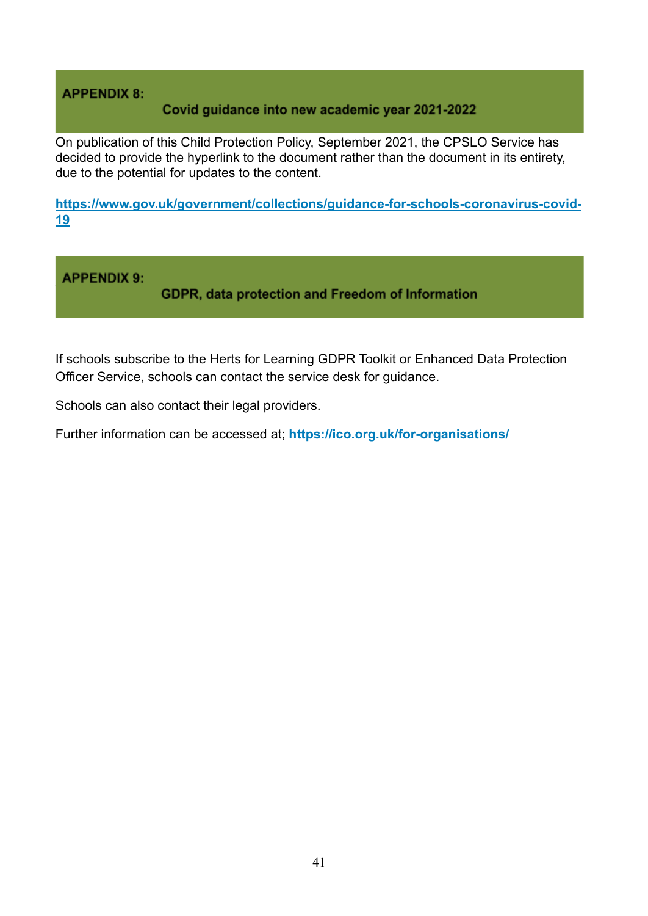## APPENDIX 8: Covid guidance into new academic year 2021-2022

On publication of this Child Protection Policy, September 2021, the CPSLO Service has decided to provide the hyperlink to the document rather than the document in its entirety, due to the potential for updates to the content.

**https://www.gov.uk/government/collections/guidance-for-schools-coronavirus-covid-19**

## APPENDIX 9: GDPR, data protection and Freedom of Information

If schools subscribe to the Herts for Learning GDPR Toolkit or Enhanced Data Protection Officer Service, schools can contact the service desk for guidance.

Schools can also contact their legal providers.

Further information can be accessed at; **https://ico.org.uk/for-organisations/**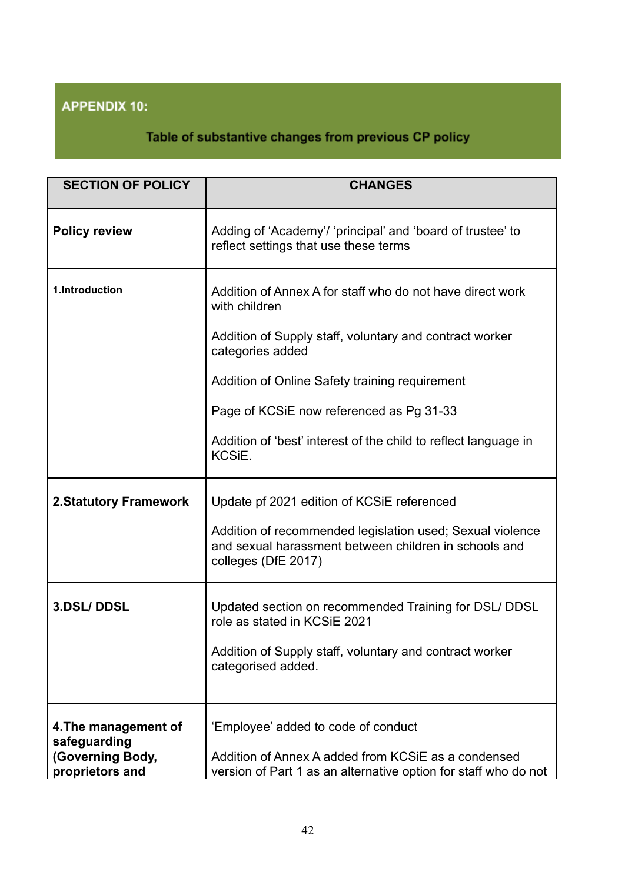## APPENDIX 10:

### Table of substantive changes from previous CP policy

| SECTION OF POLICY | CHANGES |
|---|---|
| **Policy review** | Adding of 'Academy'/ 'principal' and 'board of trustee' to reflect settings that use these terms |
| **1.Introduction** | Addition of Annex A for staff who do not have direct work with children<br><br>Addition of Supply staff, voluntary and contract worker categories added<br><br>Addition of Online Safety training requirement<br><br>Page of KCSiE now referenced as Pg 31-33<br><br>Addition of 'best' interest of the child to reflect language in KCSiE. |
| **2.Statutory Framework** | Update pf 2021 edition of KCSiE referenced<br><br>Addition of recommended legislation used; Sexual violence and sexual harassment between children in schools and colleges (DfE 2017) |
| **3.DSL/ DDSL** | Updated section on recommended Training for DSL/ DDSL role as stated in KCSiE 2021<br><br>Addition of Supply staff, voluntary and contract worker categorised added. |
| **4.The management of safeguarding (Governing Body, proprietors and** | 'Employee' added to code of conduct<br><br>Addition of Annex A added from KCSiE as a condensed version of Part 1 as an alternative option for staff who do not |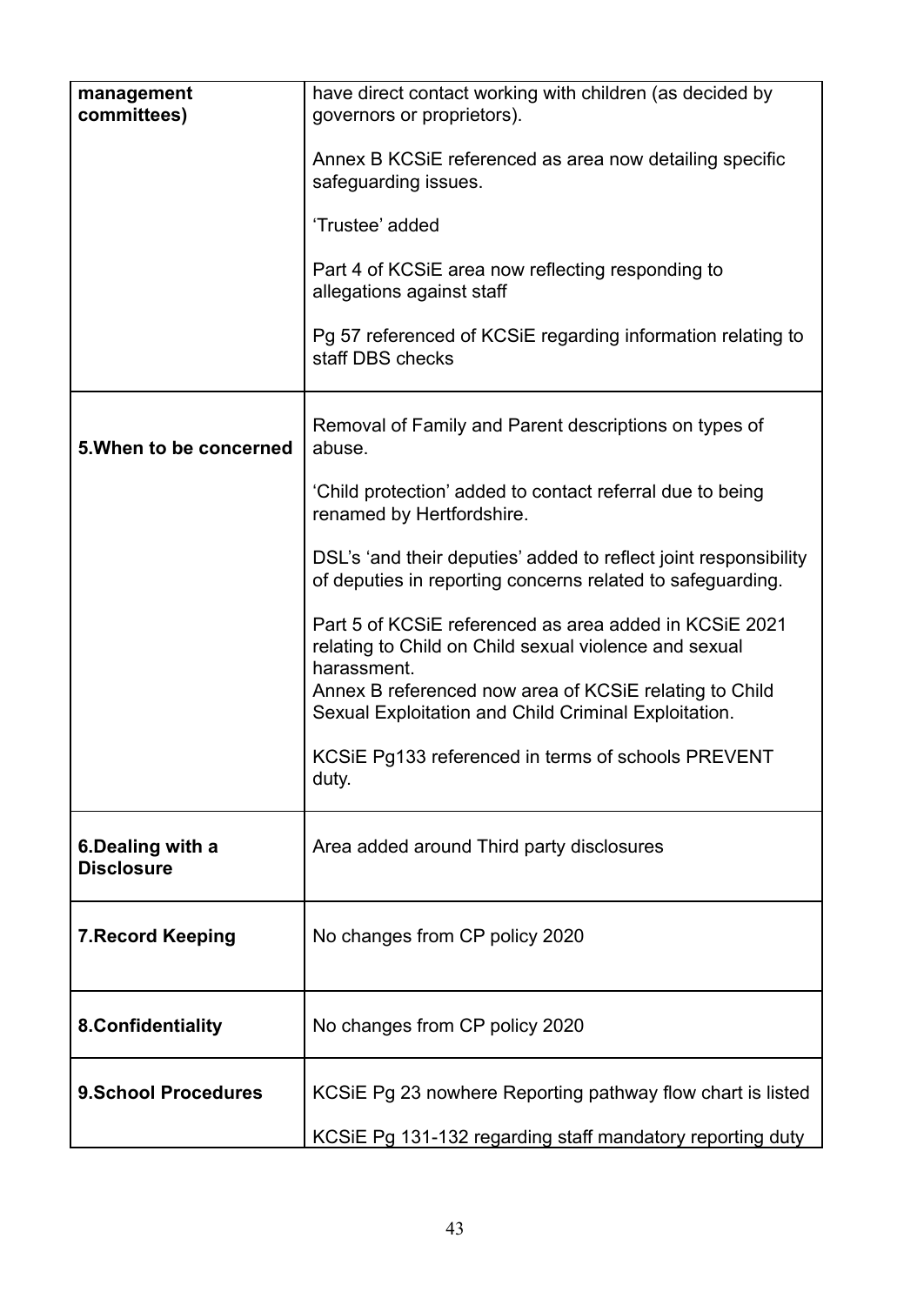| | |
|---|---|
| **management committees)** | have direct contact working with children (as decided by governors or proprietors).<br><br>Annex B KCSiE referenced as area now detailing specific safeguarding issues.<br><br>'Trustee' added<br><br>Part 4 of KCSiE area now reflecting responding to allegations against staff<br><br>Pg 57 referenced of KCSiE regarding information relating to staff DBS checks |
| **5.When to be concerned** | Removal of Family and Parent descriptions on types of abuse.<br><br>'Child protection' added to contact referral due to being renamed by Hertfordshire.<br><br>DSL's 'and their deputies' added to reflect joint responsibility of deputies in reporting concerns related to safeguarding.<br><br>Part 5 of KCSiE referenced as area added in KCSiE 2021 relating to Child on Child sexual violence and sexual harassment.<br>Annex B referenced now area of KCSiE relating to Child Sexual Exploitation and Child Criminal Exploitation.<br><br>KCSiE Pg133 referenced in terms of schools PREVENT duty. |
| **6.Dealing with a Disclosure** | Area added around Third party disclosures |
| **7.Record Keeping** | No changes from CP policy 2020 |
| **8.Confidentiality** | No changes from CP policy 2020 |
| **9.School Procedures** | KCSiE Pg 23 nowhere Reporting pathway flow chart is listed<br><br>KCSiE Pg 131-132 regarding staff mandatory reporting duty |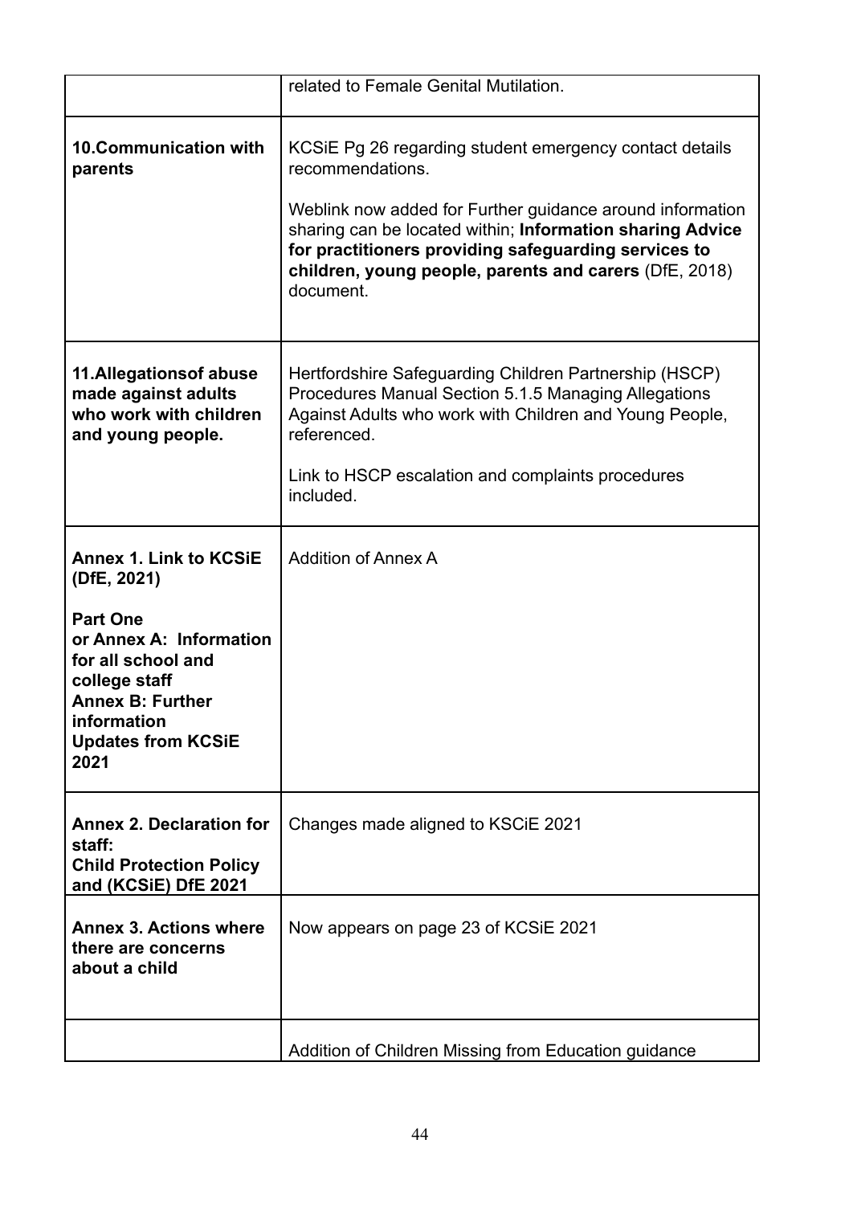|  |  |
|---|---|
|  | related to Female Genital Mutilation. |
| **10.Communication with parents** | KCSiE Pg 26 regarding student emergency contact details recommendations.<br><br>Weblink now added for Further guidance around information sharing can be located within; **Information sharing Advice for practitioners providing safeguarding services to children, young people, parents and carers** (DfE, 2018) document. |
| **11.Allegationsof abuse made against adults who work with children and young people.** | Hertfordshire Safeguarding Children Partnership (HSCP) Procedures Manual Section 5.1.5 Managing Allegations Against Adults who work with Children and Young People, referenced.<br><br>Link to HSCP escalation and complaints procedures included. |
| **Annex 1. Link to KCSiE (DfE, 2021)**<br><br>**Part One or Annex A: Information for all school and college staff**<br>**Annex B: Further information**<br>**Updates from KCSiE 2021** | Addition of Annex A |
| **Annex 2. Declaration for staff: Child Protection Policy and (KCSiE) DfE 2021** | Changes made aligned to KSCiE 2021 |
| **Annex 3. Actions where there are concerns about a child** | Now appears on page 23 of KCSiE 2021 |
|  | Addition of Children Missing from Education guidance |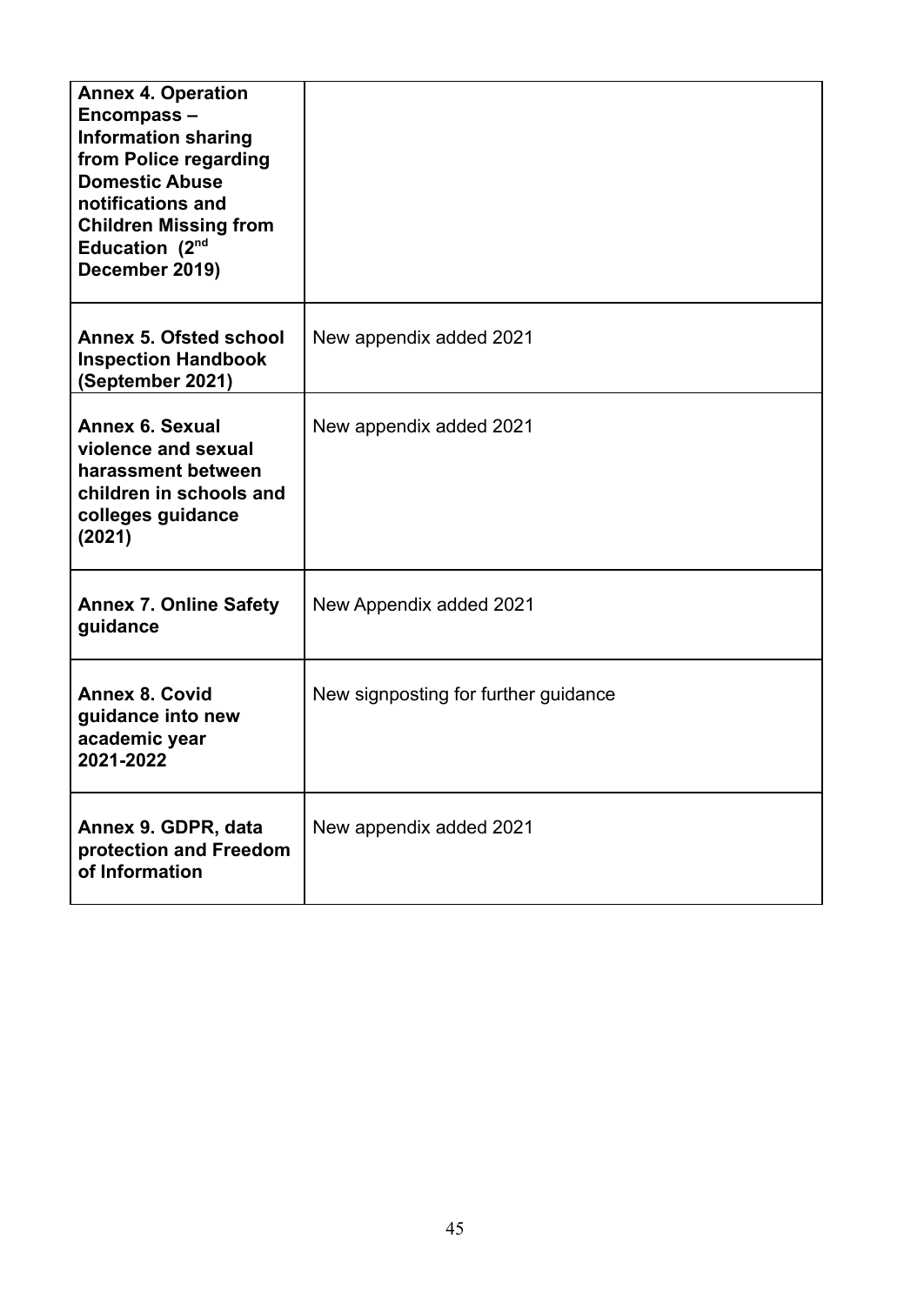| | |
|---|---|
| **Annex 4. Operation Encompass – Information sharing from Police regarding Domestic Abuse notifications and Children Missing from Education (2nd December 2019)** | |
| **Annex 5. Ofsted school Inspection Handbook (September 2021)** | New appendix added 2021 |
| **Annex 6. Sexual violence and sexual harassment between children in schools and colleges guidance (2021)** | New appendix added 2021 |
| **Annex 7. Online Safety guidance** | New Appendix added 2021 |
| **Annex 8. Covid guidance into new academic year 2021-2022** | New signposting for further guidance |
| **Annex 9. GDPR, data protection and Freedom of Information** | New appendix added 2021 |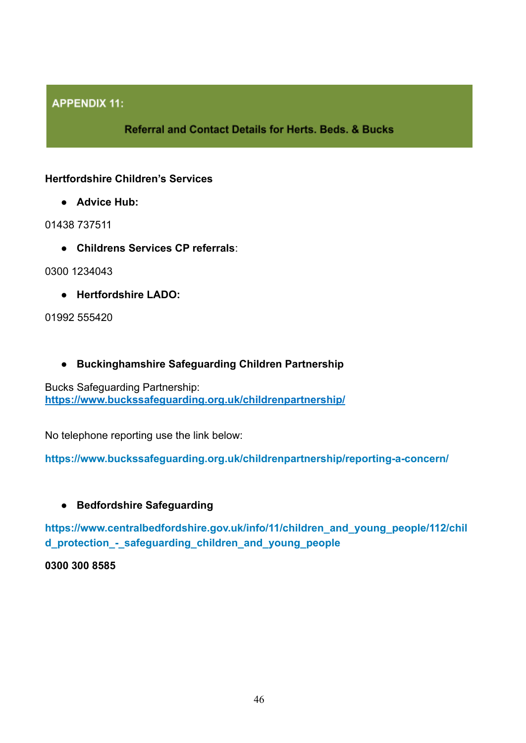## APPENDIX 11:

### Referral and Contact Details for Herts. Beds. & Bucks

**Hertfordshire Children's Services**

- **Advice Hub:**

01438 737511

- **Childrens Services CP referrals**:

0300 1234043

- **Hertfordshire LADO:**

01992 555420

- **Buckinghamshire Safeguarding Children Partnership**

Bucks Safeguarding Partnership:
**https://www.buckssafeguarding.org.uk/childrenpartnership/**

No telephone reporting use the link below:

**https://www.buckssafeguarding.org.uk/childrenpartnership/reporting-a-concern/**

- **Bedfordshire Safeguarding**

**https://www.centralbedfordshire.gov.uk/info/11/children_and_young_people/112/child_protection_-_safeguarding_children_and_young_people**

**0300 300 8585**